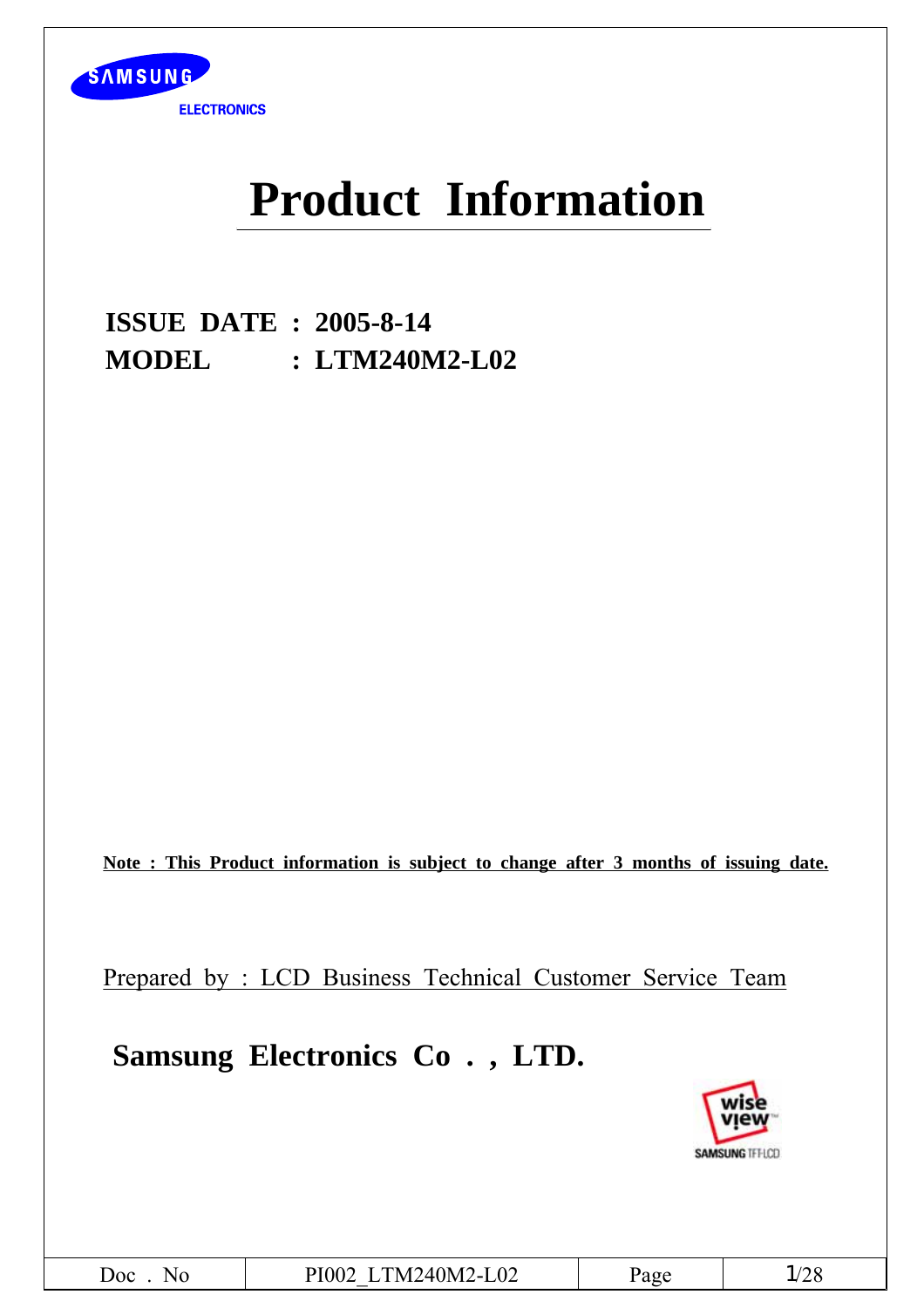SAMSUNG ELECTRONICS

# Product Information

**ISSUE DATE : 2005-8-14**
**MODEL : LTM240M2-L02**

**Note : This Product information is subject to change after 3 months of issuing date.**

Prepared by : LCD Business Technical Customer Service Team

**Samsung Electronics Co ., LTD.**

wise view SAMSUNG TFT-LCD

| Doc . No | PI002_LTM240M2-L02 | Page | 1/28 |
| --- | --- | --- | --- |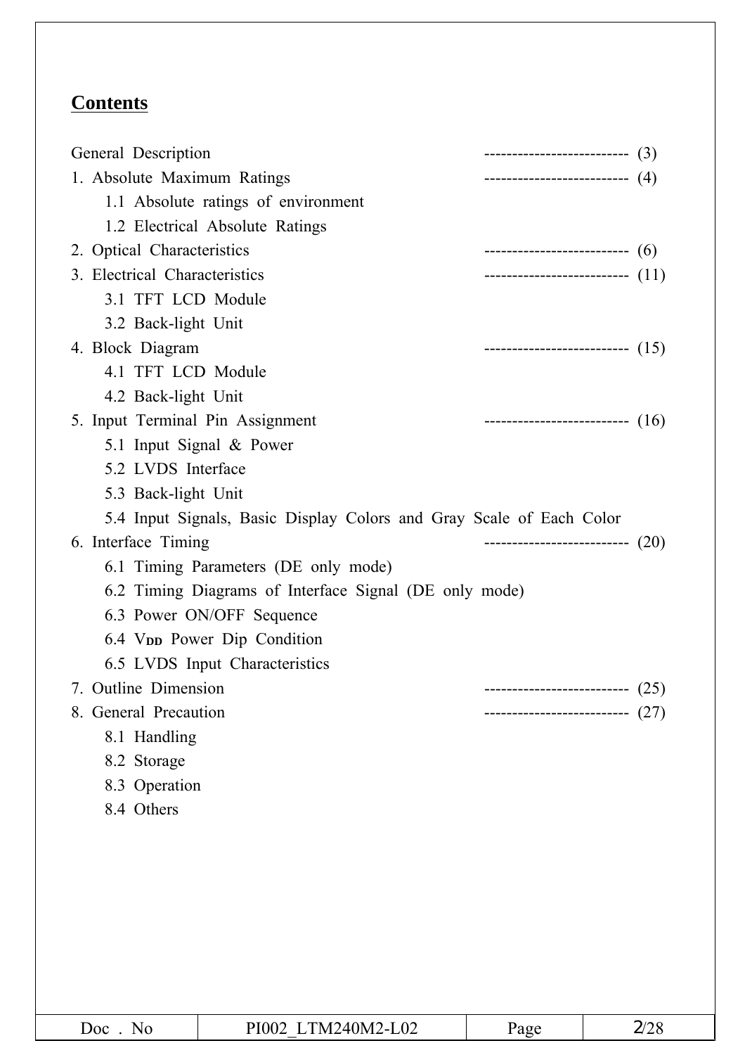## Contents

General Description -------------------------- (3)

1. Absolute Maximum Ratings -------------------------- (4)
   - 1.1 Absolute ratings of environment
   - 1.2 Electrical Absolute Ratings
2. Optical Characteristics -------------------------- (6)
3. Electrical Characteristics -------------------------- (11)
   - 3.1 TFT LCD Module
   - 3.2 Back-light Unit
4. Block Diagram -------------------------- (15)
   - 4.1 TFT LCD Module
   - 4.2 Back-light Unit
5. Input Terminal Pin Assignment -------------------------- (16)
   - 5.1 Input Signal & Power
   - 5.2 LVDS Interface
   - 5.3 Back-light Unit
   - 5.4 Input Signals, Basic Display Colors and Gray Scale of Each Color
6. Interface Timing -------------------------- (20)
   - 6.1 Timing Parameters (DE only mode)
   - 6.2 Timing Diagrams of Interface Signal (DE only mode)
   - 6.3 Power ON/OFF Sequence
   - 6.4 $V_{DD}$ Power Dip Condition
   - 6.5 LVDS Input Characteristics
7. Outline Dimension -------------------------- (25)
8. General Precaution -------------------------- (27)
   - 8.1 Handling
   - 8.2 Storage
   - 8.3 Operation
   - 8.4 Others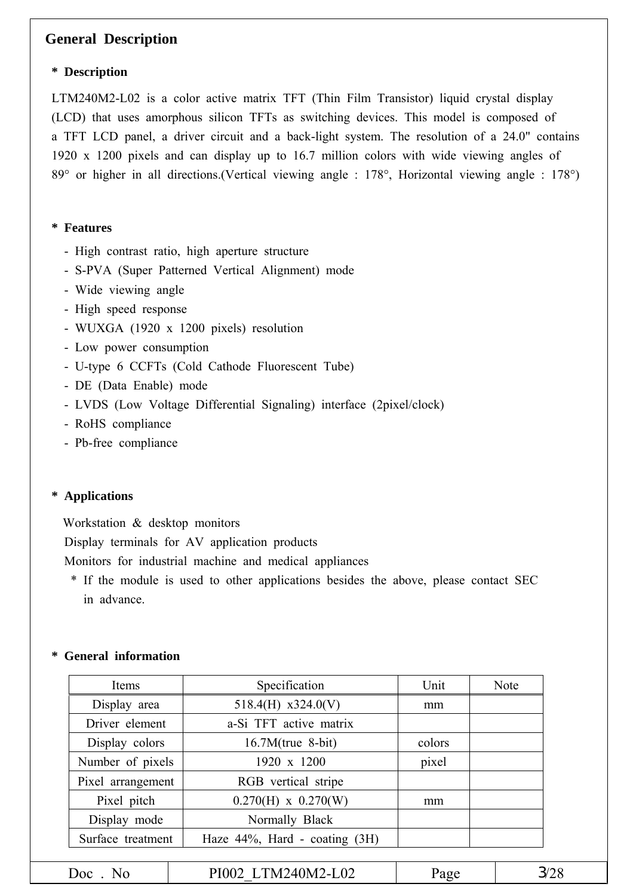# General Description

## * Description

LTM240M2-L02 is a color active matrix TFT (Thin Film Transistor) liquid crystal display (LCD) that uses amorphous silicon TFTs as switching devices. This model is composed of a TFT LCD panel, a driver circuit and a back-light system. The resolution of a 24.0" contains 1920 x 1200 pixels and can display up to 16.7 million colors with wide viewing angles of 89° or higher in all directions.(Vertical viewing angle : 178°, Horizontal viewing angle : 178°)

## * Features

- High contrast ratio, high aperture structure
- S-PVA (Super Patterned Vertical Alignment) mode
- Wide viewing angle
- High speed response
- WUXGA (1920 x 1200 pixels) resolution
- Low power consumption
- U-type 6 CCFTs (Cold Cathode Fluorescent Tube)
- DE (Data Enable) mode
- LVDS (Low Voltage Differential Signaling) interface (2pixel/clock)
- RoHS compliance
- Pb-free compliance

## * Applications

Workstation & desktop monitors
Display terminals for AV application products
Monitors for industrial machine and medical appliances

* If the module is used to other applications besides the above, please contact SEC in advance.

## * General information

| Items | Specification | Unit | Note |
|---|---|---|---|
| Display area | 518.4(H) x324.0(V) | mm | |
| Driver element | a-Si TFT active matrix | | |
| Display colors | 16.7M(true 8-bit) | colors | |
| Number of pixels | 1920 x 1200 | pixel | |
| Pixel arrangement | RGB vertical stripe | | |
| Pixel pitch | 0.270(H) x 0.270(W) | mm | |
| Display mode | Normally Black | | |
| Surface treatment | Haze 44%, Hard - coating (3H) | | |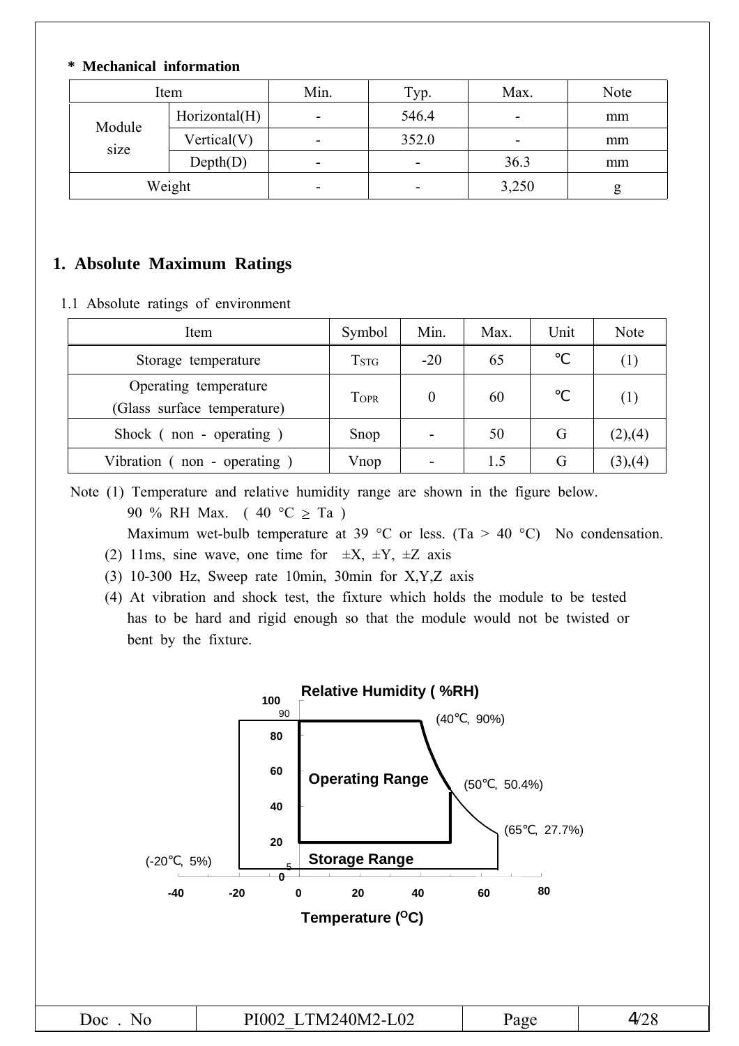**\* Mechanical information**

| Item | | Min. | Typ. | Max. | Note |
|---|---|---|---|---|---|
| Module size | Horizontal(H) | - | 546.4 | - | mm |
| | Vertical(V) | - | 352.0 | - | mm |
| | Depth(D) | - | - | 36.3 | mm |
| Weight | | - | - | 3,250 | g |

## 1. Absolute Maximum Ratings

1.1 Absolute ratings of environment

| Item | Symbol | Min. | Max. | Unit | Note |
|---|---|---|---|---|---|
| Storage temperature | $T_{STG}$ | -20 | 65 | ℃ | (1) |
| Operating temperature (Glass surface temperature) | $T_{OPR}$ | 0 | 60 | ℃ | (1) |
| Shock ( non - operating ) | Snop | - | 50 | G | (2),(4) |
| Vibration ( non - operating ) | Vnop | - | 1.5 | G | (3),(4) |

Note (1) Temperature and relative humidity range are shown in the figure below.
90 % RH Max. ( 40 °C ≥ Ta )
Maximum wet-bulb temperature at 39 °C or less. (Ta > 40 °C) No condensation.
(2) 11ms, sine wave, one time for ±X, ±Y, ±Z axis
(3) 10-300 Hz, Sweep rate 10min, 30min for X,Y,Z axis
(4) At vibration and shock test, the fixture which holds the module to be tested has to be hard and rigid enough so that the module would not be twisted or bent by the fixture.

Relative Humidity ( %RH)

(40℃, 90%)
(50℃, 50.4%)
(65℃, 27.7%)
(-20℃, 5%)

Operating Range
Storage Range

Temperature (°C)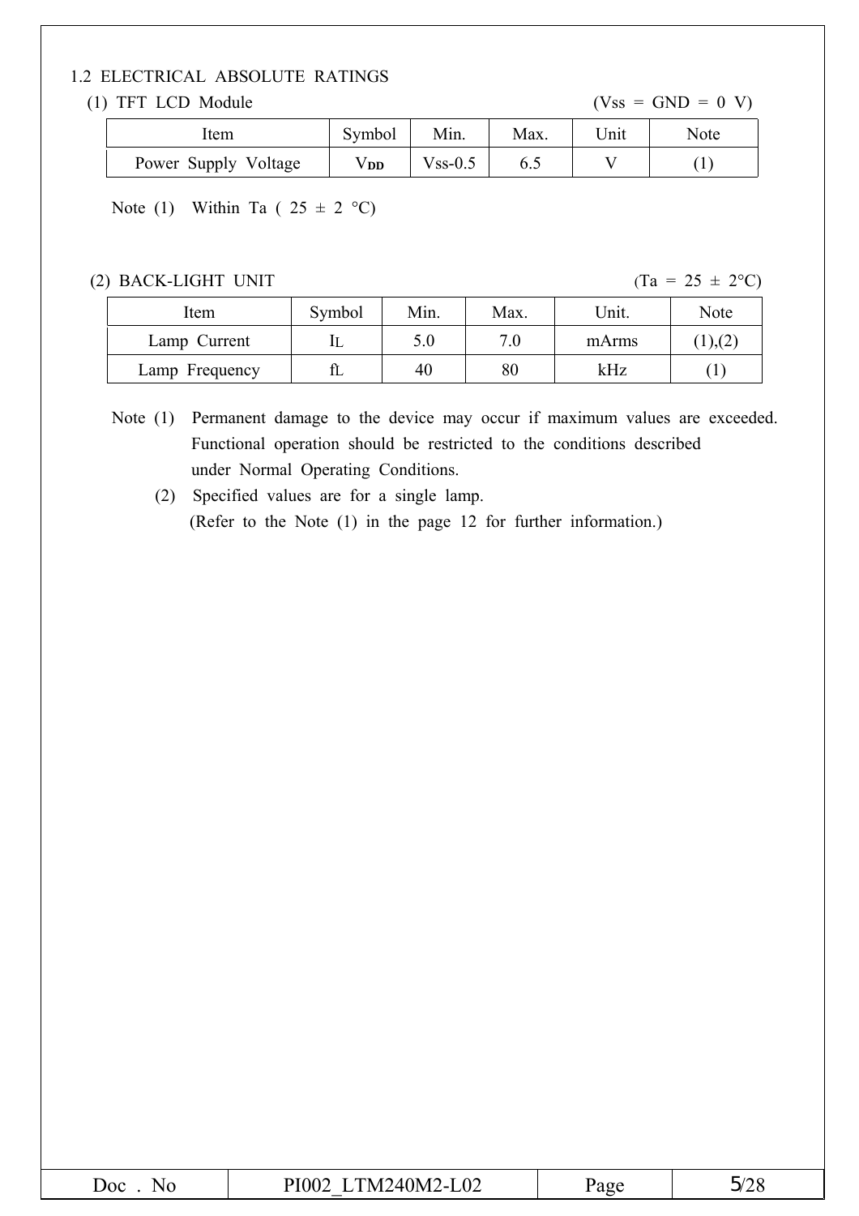## 1.2 ELECTRICAL ABSOLUTE RATINGS

(1) TFT LCD Module (Vss = GND = 0 V)

| Item | Symbol | Min. | Max. | Unit | Note |
|---|---|---|---|---|---|
| Power Supply Voltage | $V_{DD}$ | Vss-0.5 | 6.5 | V | (1) |

Note (1) Within Ta ( 25 ± 2 °C)

(2) BACK-LIGHT UNIT (Ta = 25 ± 2°C)

| Item | Symbol | Min. | Max. | Unit. | Note |
|---|---|---|---|---|---|
| Lamp Current | $I_L$ | 5.0 | 7.0 | mArms | (1),(2) |
| Lamp Frequency | $f_L$ | 40 | 80 | kHz | (1) |

Note (1) Permanent damage to the device may occur if maximum values are exceeded. Functional operation should be restricted to the conditions described under Normal Operating Conditions.

(2) Specified values are for a single lamp.
(Refer to the Note (1) in the page 12 for further information.)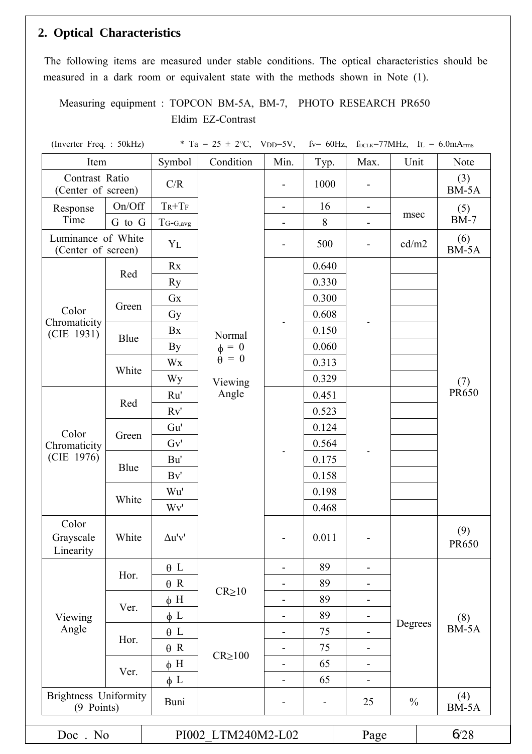## 2. Optical Characteristics

The following items are measured under stable conditions. The optical characteristics should be measured in a dark room or equivalent state with the methods shown in Note (1).

Measuring equipment : TOPCON BM-5A, BM-7, PHOTO RESEARCH PR650
Eldim EZ-Contrast

(Inverter Freq. : 50kHz) * Ta = 25 ± 2°C, $V_{DD}$=5V, fv= 60Hz, $f_{DCLK}$=77MHz, $I_L$ = 6.0mArms

| Item | | Symbol | Condition | Min. | Typ. | Max. | Unit | Note |
|---|---|---|---|---|---|---|---|---|
| Contrast Ratio (Center of screen) | | C/R | Normal $\phi$ = 0 $\theta$ = 0 Viewing Angle | - | 1000 | - | | (3) BM-5A |
| Response Time | On/Off | $T_R$+$T_F$ | | - | 16 | - | msec | (5) BM-7 |
| | G to G | $T_{G\text{-}G,avg}$ | | - | 8 | - | | |
| Luminance of White (Center of screen) | | $Y_L$ | | - | 500 | - | cd/m2 | (6) BM-5A |
| Color Chromaticity (CIE 1931) | Red | Rx | | - | 0.640 | - | | (7) PR650 |
| | | Ry | | | 0.330 | | | |
| | Green | Gx | | | 0.300 | | | |
| | | Gy | | | 0.608 | | | |
| | Blue | Bx | | | 0.150 | | | |
| | | By | | | 0.060 | | | |
| | White | Wx | | | 0.313 | | | |
| | | Wy | | | 0.329 | | | |
| Color Chromaticity (CIE 1976) | Red | Ru' | | - | 0.451 | - | | |
| | | Rv' | | | 0.523 | | | |
| | Green | Gu' | | | 0.124 | | | |
| | | Gv' | | | 0.564 | | | |
| | Blue | Bu' | | | 0.175 | | | |
| | | Bv' | | | 0.158 | | | |
| | White | Wu' | | | 0.198 | | | |
| | | Wv' | | | 0.468 | | | |
| Color Grayscale Linearity | White | $\Delta$u'v' | | - | 0.011 | - | | (9) PR650 |
| Viewing Angle | Hor. | $\theta$ L | CR≥10 | - | 89 | - | Degrees | (8) BM-5A |
| | | $\theta$ R | | - | 89 | - | | |
| | Ver. | $\phi$ H | | - | 89 | - | | |
| | | $\phi$ L | | - | 89 | - | | |
| | Hor. | $\theta$ L | CR≥100 | - | 75 | - | | |
| | | $\theta$ R | | - | 75 | - | | |
| | Ver. | $\phi$ H | | - | 65 | - | | |
| | | $\phi$ L | | - | 65 | - | | |
| Brightness Uniformity (9 Points) | | Buni | | - | - | 25 | % | (4) BM-5A |

Doc . No PI002_LTM240M2-L02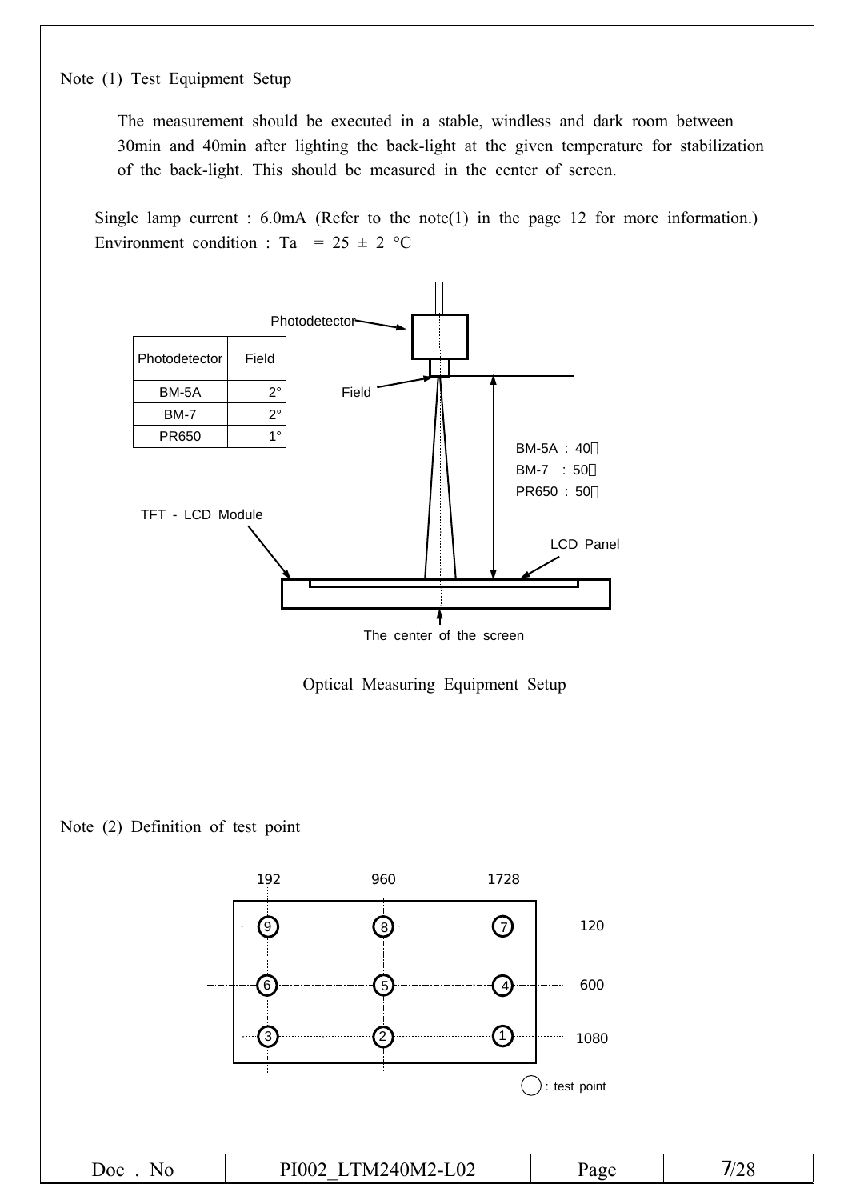Note (1) Test Equipment Setup

The measurement should be executed in a stable, windless and dark room between 30min and 40min after lighting the back-light at the given temperature for stabilization of the back-light. This should be measured in the center of screen.

Single lamp current : 6.0mA (Refer to the note(1) in the page 12 for more information.)
Environment condition : Ta = 25 ± 2 °C

| Photodetector | Field |
|---|---|
| BM-5A | 2° |
| BM-7 | 2° |
| PR650 | 1° |

Photodetector

Field

BM-5A : 40㎝
BM-7 : 50㎝
PR650 : 50㎝

TFT - LCD Module

LCD Panel

The center of the screen

Optical Measuring Equipment Setup

Note (2) Definition of test point

| | 192 | 960 | 1728 |
|---|---|---|---|
| 120 | 9 | 8 | 7 |
| 600 | 6 | 5 | 4 |
| 1080 | 3 | 2 | 1 |

○ : test point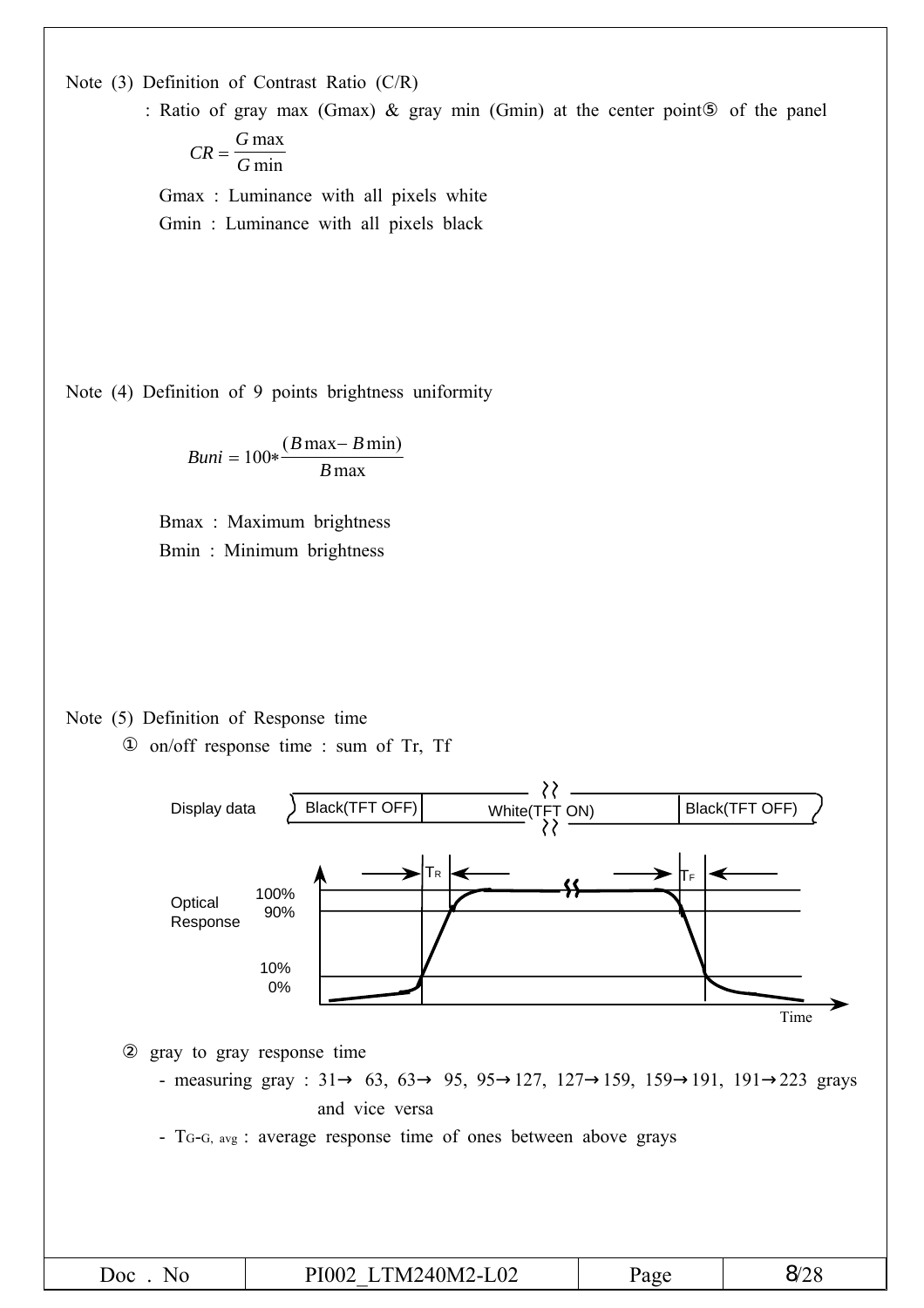Note (3) Definition of Contrast Ratio (C/R)

: Ratio of gray max (Gmax) & gray min (Gmin) at the center point⑤ of the panel

$$CR = \frac{G\max}{G\min}$$

Gmax : Luminance with all pixels white

Gmin : Luminance with all pixels black

Note (4) Definition of 9 points brightness uniformity

$$Buni = 100 * \frac{(B\max - B\min)}{B\max}$$

Bmax : Maximum brightness

Bmin : Minimum brightness

Note (5) Definition of Response time

① on/off response time : sum of Tr, Tf

Display data: Black(TFT OFF) | White(TFT ON) | Black(TFT OFF)

Optical Response: 100%, 90%, 10%, 0% — $T_R$, $T_F$ — Time

② gray to gray response time

- measuring gray : 31→ 63, 63→ 95, 95→127, 127→159, 159→191, 191→223 grays and vice versa
- $T_{G\text{-}G,\ avg}$ : average response time of ones between above grays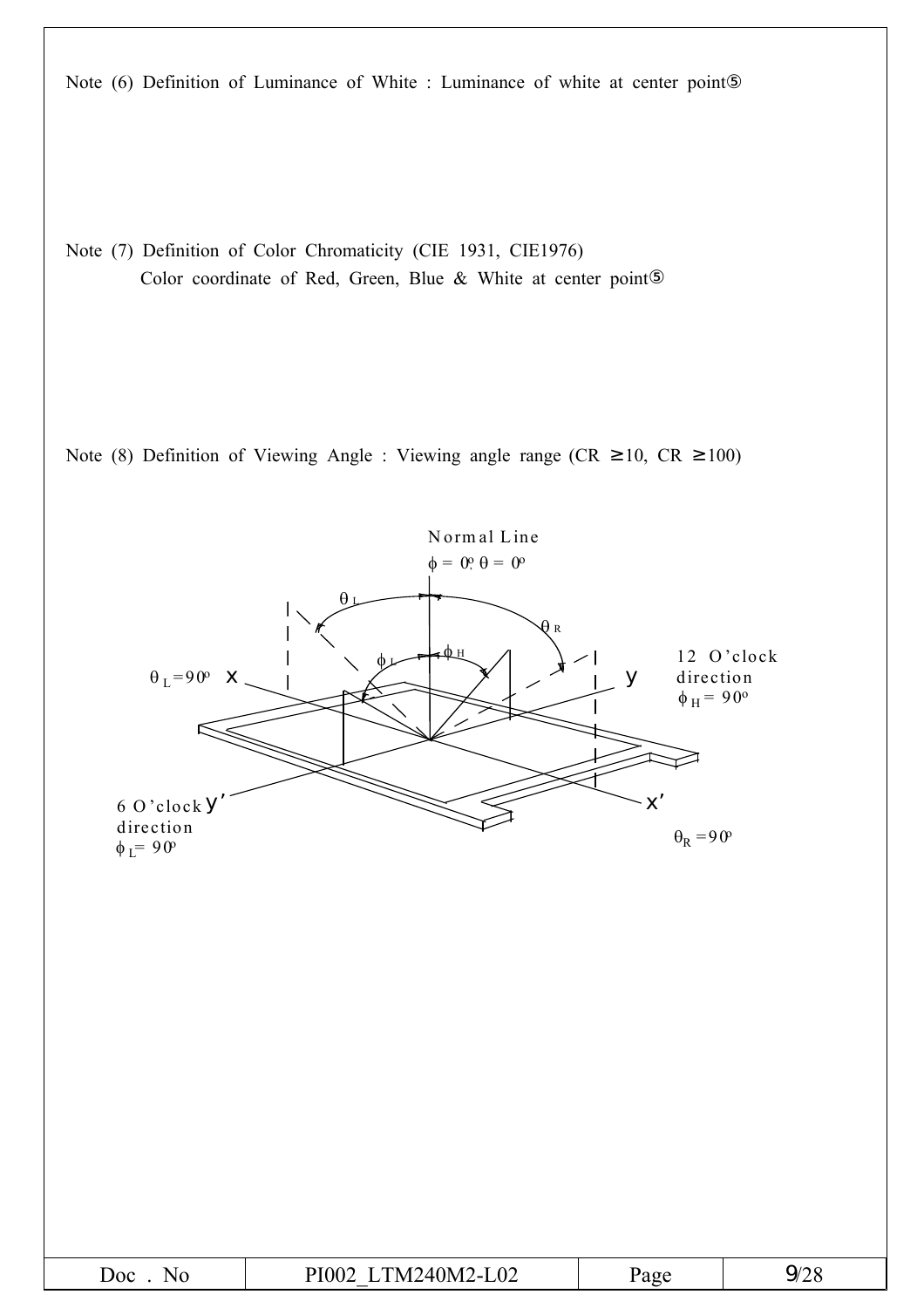Note (6) Definition of Luminance of White : Luminance of white at center point⑤

Note (7) Definition of Color Chromaticity (CIE 1931, CIE1976)

Color coordinate of Red, Green, Blue & White at center point⑤

Note (8) Definition of Viewing Angle : Viewing angle range (CR ≥10, CR ≥100)

Normal Line

$\phi = 0^o, \theta = 0^o$

$\theta_L$

$\theta_R$

$\phi_L$

$\phi_H$

$\theta_L = 90^o$ x

y

12 O'clock direction

$\phi_H = 90^o$

6 O'clock y'

direction

$\phi_L = 90^o$

x'

$\theta_R = 90^o$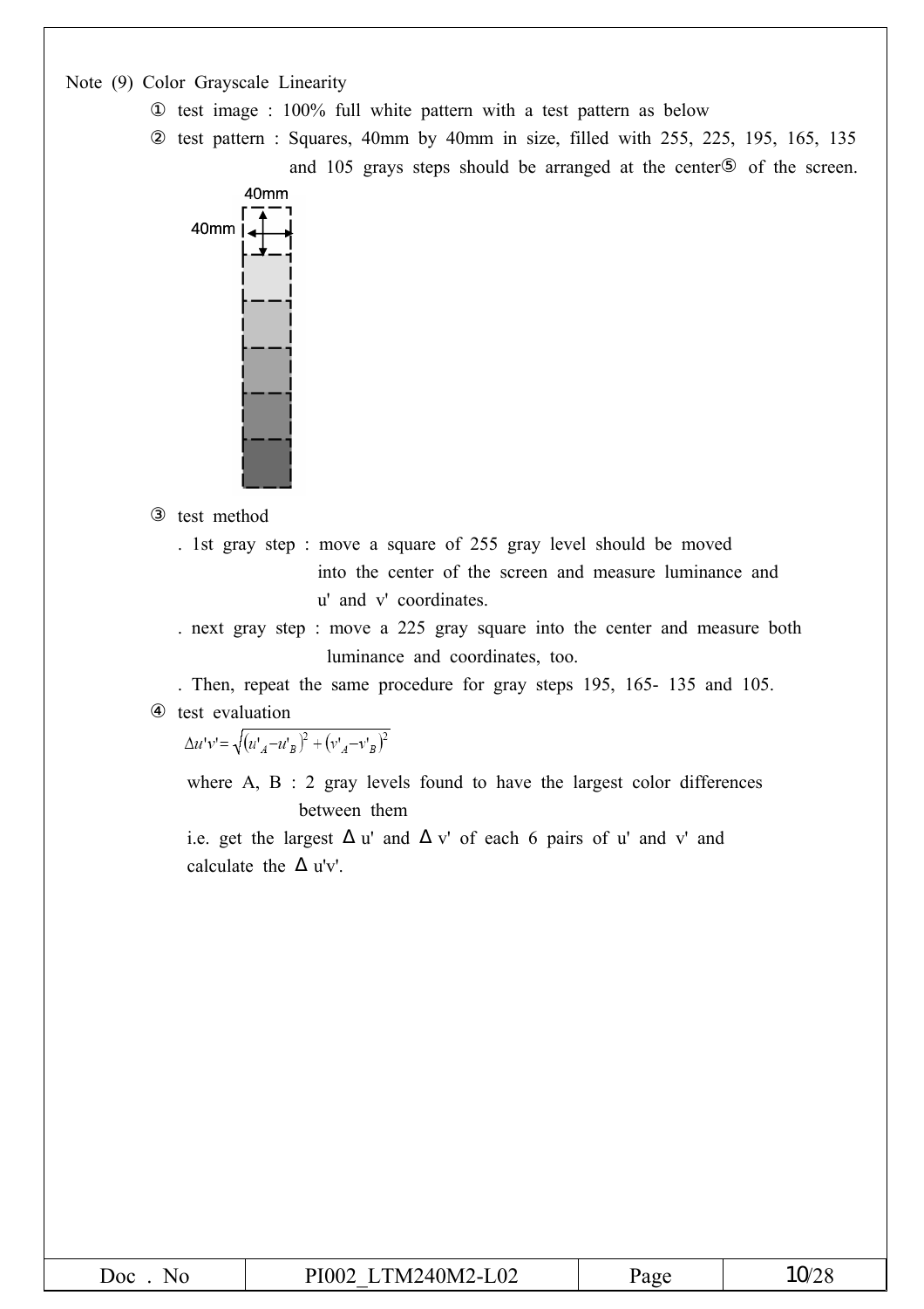Note (9) Color Grayscale Linearity

① test image : 100% full white pattern with a test pattern as below

② test pattern : Squares, 40mm by 40mm in size, filled with 255, 225, 195, 165, 135 and 105 grays steps should be arranged at the center⑤ of the screen.

③ test method

. 1st gray step : move a square of 255 gray level should be moved into the center of the screen and measure luminance and u' and v' coordinates.

. next gray step : move a 225 gray square into the center and measure both luminance and coordinates, too.

. Then, repeat the same procedure for gray steps 195, 165- 135 and 105.

④ test evaluation

$$\Delta u'v' = \sqrt{(u'_A - u'_B)^2 + (v'_A - v'_B)^2}$$

where A, B : 2 gray levels found to have the largest color differences between them

i.e. get the largest Δu' and Δv' of each 6 pairs of u' and v' and calculate the Δu'v'.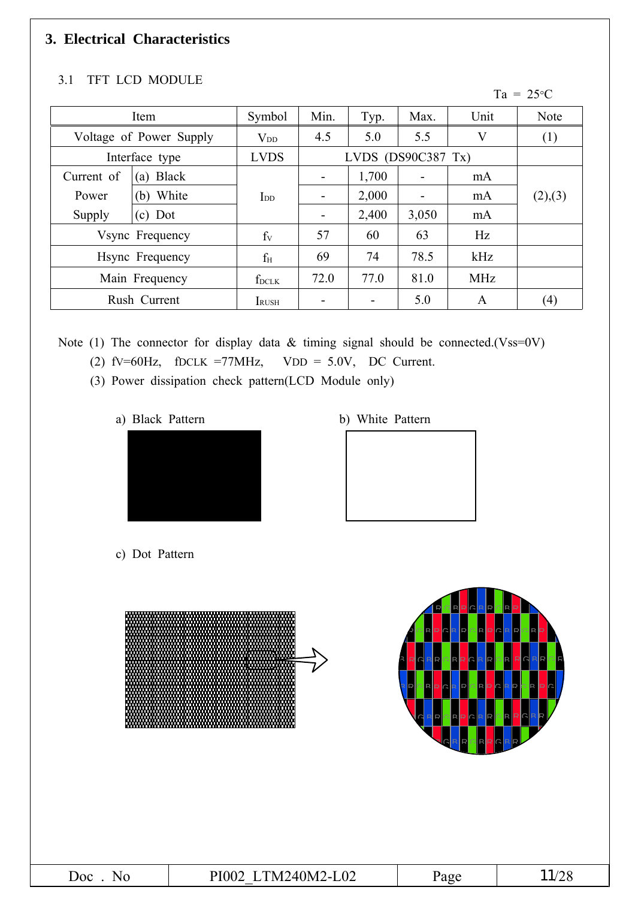# 3. Electrical Characteristics

## 3.1 TFT LCD MODULE

Ta = 25°C

| Item | | Symbol | Min. | Typ. | Max. | Unit | Note |
|---|---|---|---|---|---|---|---|
| Voltage of Power Supply | | $V_{DD}$ | 4.5 | 5.0 | 5.5 | V | (1) |
| Interface type | | LVDS | LVDS (DS90C387 Tx) | | | | |
| Current of Power Supply | (a) Black | $I_{DD}$ | - | 1,700 | - | mA | (2),(3) |
| | (b) White | | - | 2,000 | - | mA | |
| | (c) Dot | | - | 2,400 | 3,050 | mA | |
| Vsync Frequency | | $f_V$ | 57 | 60 | 63 | Hz | |
| Hsync Frequency | | $f_H$ | 69 | 74 | 78.5 | kHz | |
| Main Frequency | | $f_{DCLK}$ | 72.0 | 77.0 | 81.0 | MHz | |
| Rush Current | | $I_{RUSH}$ | - | - | 5.0 | A | (4) |

Note (1) The connector for display data & timing signal should be connected.(Vss=0V)

(2) fV=60Hz, fDCLK =77MHz, VDD = 5.0V, DC Current.

(3) Power dissipation check pattern(LCD Module only)

a) Black Pattern

b) White Pattern

c) Dot Pattern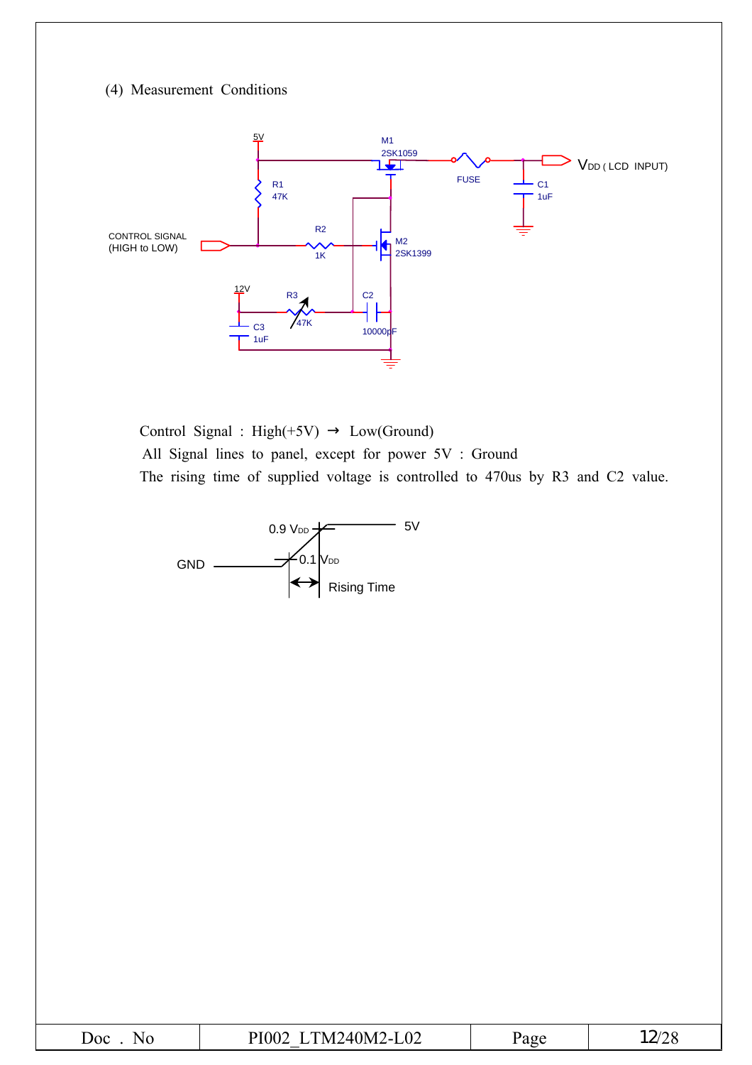(4) Measurement Conditions

5V

M1
2SK1059

FUSE

$V_{DD}$ ( LCD INPUT)

C1
1uF

R1
47K

CONTROL SIGNAL
(HIGH to LOW)

R2
1K

M2
2SK1399

12V

R3
47K

C2
10000pF

C3
1uF

Control Signal : High(+5V) → Low(Ground)

All Signal lines to panel, except for power 5V : Ground

The rising time of supplied voltage is controlled to 470us by R3 and C2 value.

0.9 $V_{DD}$

5V

GND

0.1 $V_{DD}$

Rising Time

| Doc . No | PI002_LTM240M2-L02 | Page | 12/28 |
|---|---|---|---|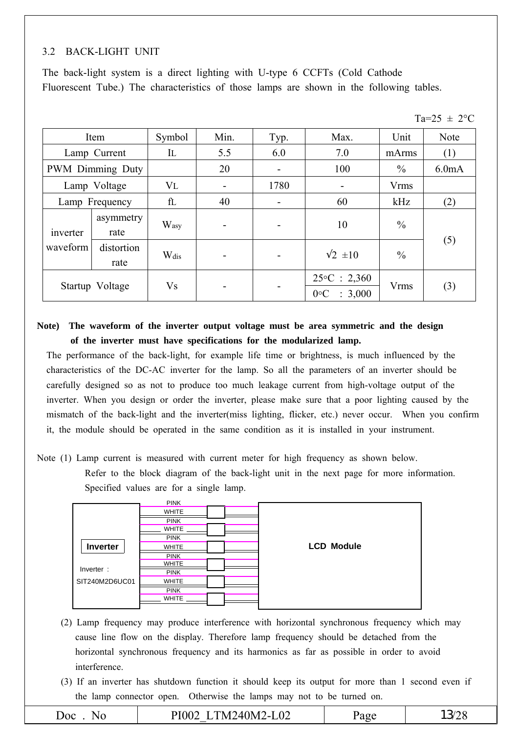## 3.2 BACK-LIGHT UNIT

The back-light system is a direct lighting with U-type 6 CCFTs (Cold Cathode Fluorescent Tube.) The characteristics of those lamps are shown in the following tables.

Ta=25 ± 2°C

| Item | | Symbol | Min. | Typ. | Max. | Unit | Note |
|---|---|---|---|---|---|---|---|
| Lamp Current | | $I_L$ | 5.5 | 6.0 | 7.0 | mArms | (1) |
| PWM Dimming Duty | | | 20 | - | 100 | % | 6.0mA |
| Lamp Voltage | | $V_L$ | - | 1780 | - | Vrms | |
| Lamp Frequency | | $f_L$ | 40 | - | 60 | kHz | (2) |
| inverter waveform | asymmetry rate | $W_{asy}$ | - | - | 10 | % | (5) |
| | distortion rate | $W_{dis}$ | - | - | $\sqrt{2}$ ±10 | % | |
| Startup Voltage | | Vs | - | - | 25°C : 2,360<br>0°C : 3,000 | Vrms | (3) |

**Note) The waveform of the inverter output voltage must be area symmetric and the design of the inverter must have specifications for the modularized lamp.**

The performance of the back-light, for example life time or brightness, is much influenced by the characteristics of the DC-AC inverter for the lamp. So all the parameters of an inverter should be carefully designed so as not to produce too much leakage current from high-voltage output of the inverter. When you design or order the inverter, please make sure that a poor lighting caused by the mismatch of the back-light and the inverter(miss lighting, flicker, etc.) never occur. When you confirm it, the module should be operated in the same condition as it is installed in your instrument.

Note (1) Lamp current is measured with current meter for high frequency as shown below.
Refer to the block diagram of the back-light unit in the next page for more information.
Specified values are for a single lamp.

Inverter
Inverter : SIT240M2D6UC01
PINK / WHITE (×6)
LCD Module

(2) Lamp frequency may produce interference with horizontal synchronous frequency which may cause line flow on the display. Therefore lamp frequency should be detached from the horizontal synchronous frequency and its harmonics as far as possible in order to avoid interference.

(3) If an inverter has shutdown function it should keep its output for more than 1 second even if the lamp connector open. Otherwise the lamps may not to be turned on.

| Doc . No | PI002_LTM240M2-L02 | Page | 13/28 |
|---|---|---|---|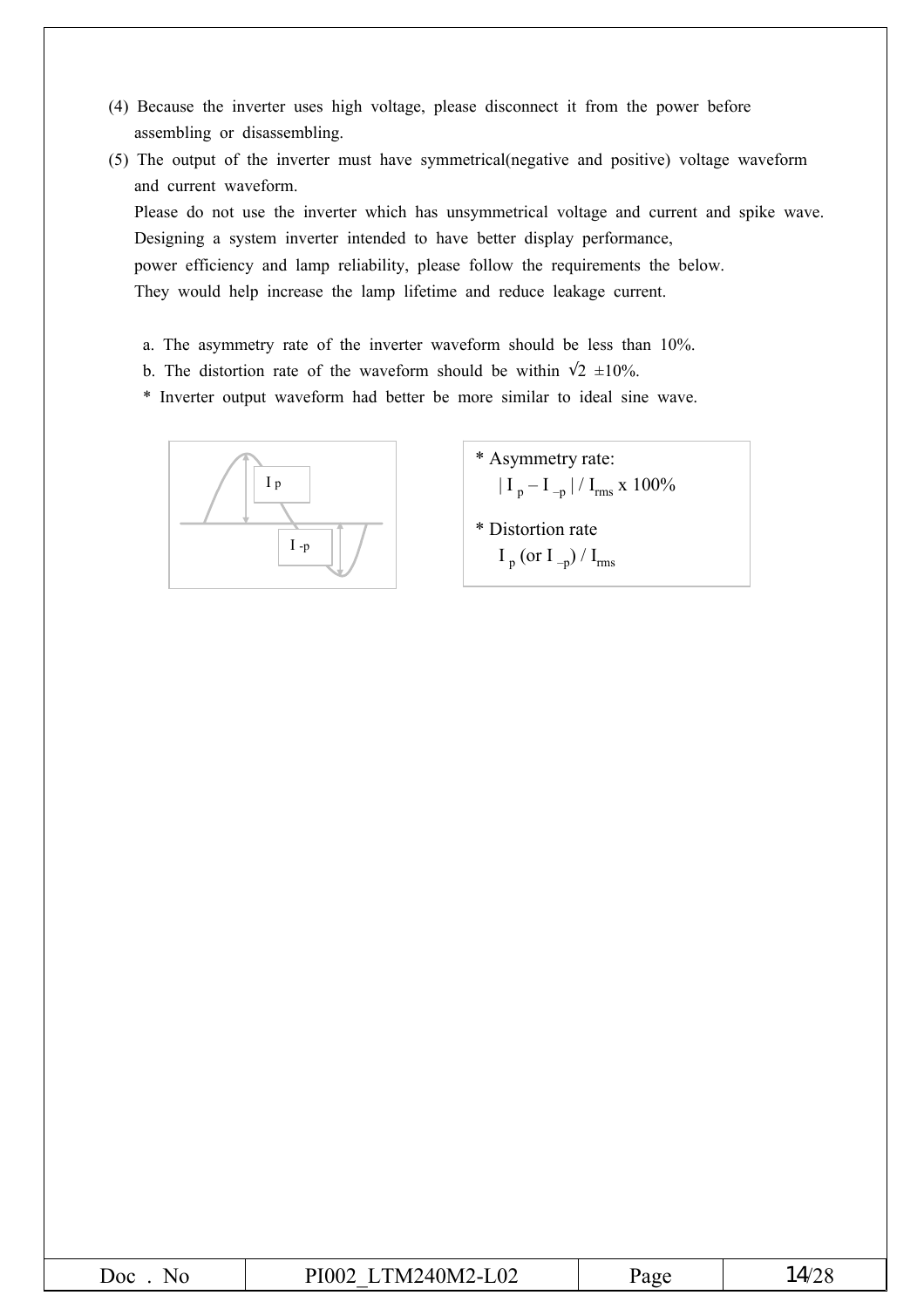(4) Because the inverter uses high voltage, please disconnect it from the power before assembling or disassembling.

(5) The output of the inverter must have symmetrical(negative and positive) voltage waveform and current waveform.
Please do not use the inverter which has unsymmetrical voltage and current and spike wave. Designing a system inverter intended to have better display performance, power efficiency and lamp reliability, please follow the requirements the below. They would help increase the lamp lifetime and reduce leakage current.

a. The asymmetry rate of the inverter waveform should be less than 10%.
b. The distortion rate of the waveform should be within √2 ±10%.
* Inverter output waveform had better be more similar to ideal sine wave.

$I_p$

$I_{-p}$

* Asymmetry rate:
  $|I_p - I_{-p}| / I_{rms} \times 100\%$

* Distortion rate
  $I_p$ (or $I_{-p}$) / $I_{rms}$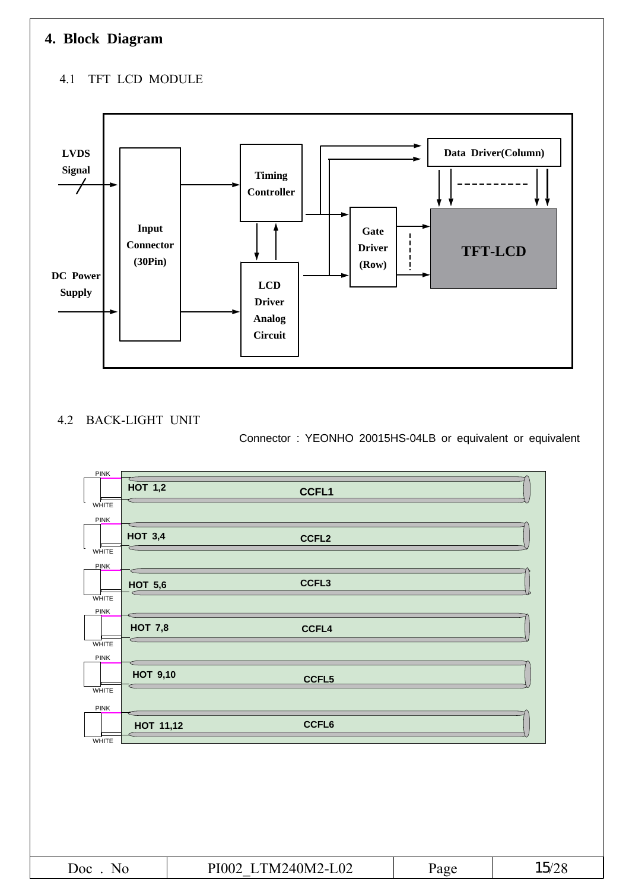# 4. Block Diagram

## 4.1 TFT LCD MODULE

LVDS Signal

DC Power Supply

Input Connector (30Pin)

Timing Controller

LCD Driver Analog Circuit

Gate Driver (Row)

Data Driver(Column)

TFT-LCD

## 4.2 BACK-LIGHT UNIT

Connector : YEONHO 20015HS-04LB or equivalent or equivalent

PINK
HOT 1,2 CCFL1
WHITE

PINK
HOT 3,4 CCFL2
WHITE

PINK
HOT 5,6 CCFL3
WHITE

PINK
HOT 7,8 CCFL4
WHITE

PINK
HOT 9,10 CCFL5
WHITE

PINK
HOT 11,12 CCFL6
WHITE

| Doc . No | PI002_LTM240M2-L02 | Page | 15/28 |
|---|---|---|---|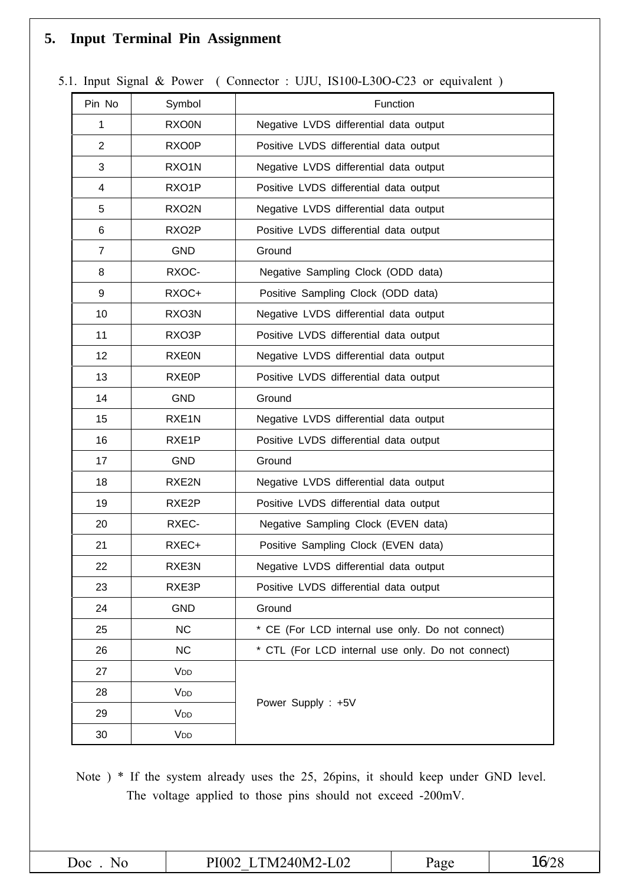## 5. Input Terminal Pin Assignment

5.1. Input Signal & Power ( Connector : UJU, IS100-L30O-C23 or equivalent )

| Pin No | Symbol | Function |
|---|---|---|
| 1 | RXO0N | Negative LVDS differential data output |
| 2 | RXO0P | Positive LVDS differential data output |
| 3 | RXO1N | Negative LVDS differential data output |
| 4 | RXO1P | Positive LVDS differential data output |
| 5 | RXO2N | Negative LVDS differential data output |
| 6 | RXO2P | Positive LVDS differential data output |
| 7 | GND | Ground |
| 8 | RXOC- | Negative Sampling Clock (ODD data) |
| 9 | RXOC+ | Positive Sampling Clock (ODD data) |
| 10 | RXO3N | Negative LVDS differential data output |
| 11 | RXO3P | Positive LVDS differential data output |
| 12 | RXE0N | Negative LVDS differential data output |
| 13 | RXE0P | Positive LVDS differential data output |
| 14 | GND | Ground |
| 15 | RXE1N | Negative LVDS differential data output |
| 16 | RXE1P | Positive LVDS differential data output |
| 17 | GND | Ground |
| 18 | RXE2N | Negative LVDS differential data output |
| 19 | RXE2P | Positive LVDS differential data output |
| 20 | RXEC- | Negative Sampling Clock (EVEN data) |
| 21 | RXEC+ | Positive Sampling Clock (EVEN data) |
| 22 | RXE3N | Negative LVDS differential data output |
| 23 | RXE3P | Positive LVDS differential data output |
| 24 | GND | Ground |
| 25 | NC | * CE (For LCD internal use only. Do not connect) |
| 26 | NC | * CTL (For LCD internal use only. Do not connect) |
| 27 | $V_{DD}$ | Power Supply : +5V |
| 28 | $V_{DD}$ | |
| 29 | $V_{DD}$ | |
| 30 | $V_{DD}$ | |

Note ) * If the system already uses the 25, 26pins, it should keep under GND level. The voltage applied to those pins should not exceed -200mV.

| Doc . No | PI002_LTM240M2-L02 | Page | 16/28 |
|---|---|---|---|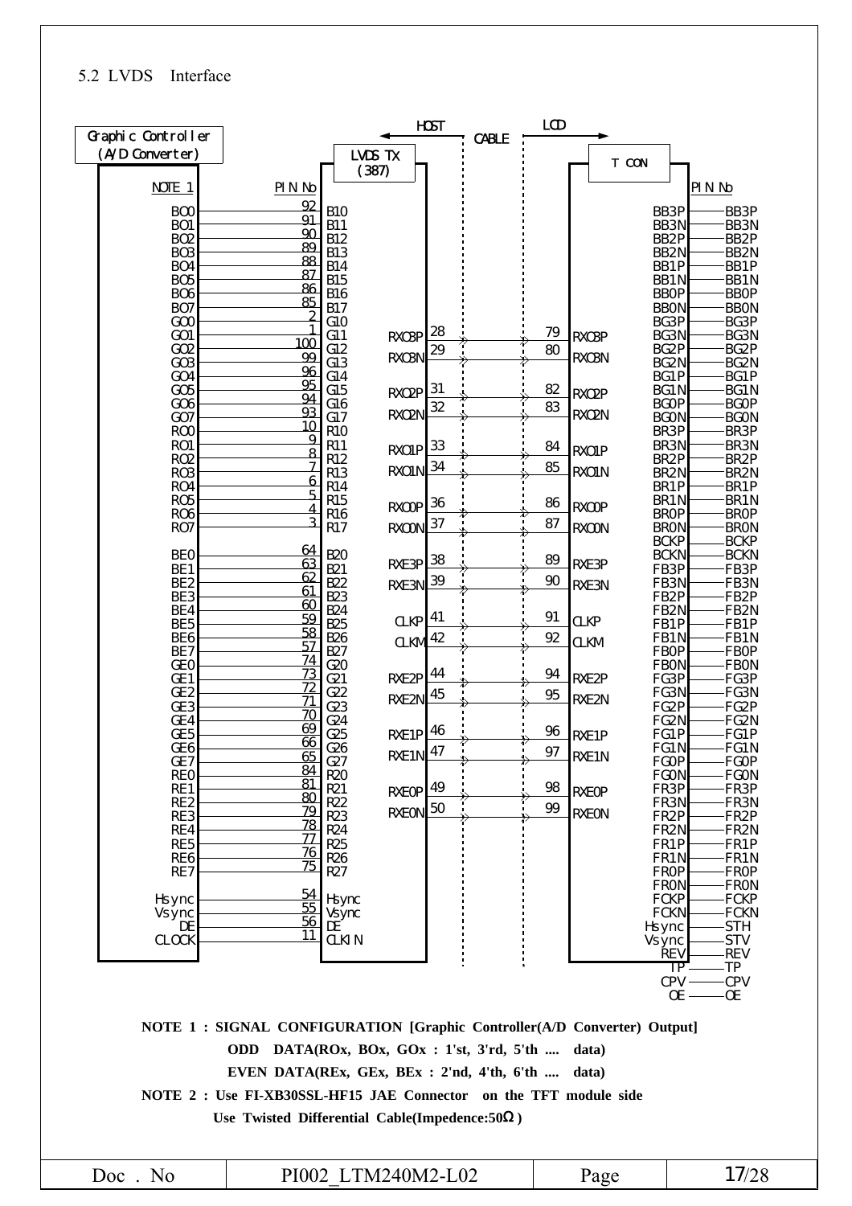### 5.2 LVDS Interface

**HOST ← CABLE → LCD**

**Graphic Controller (A/D Converter) → LVDS TX (387)**

| NOTE 1 | PIN No | LVDS TX input |
|---|---|---|
| BO0 | 92 | B10 |
| BO1 | 91 | B11 |
| BO2 | 90 | B12 |
| BO3 | 89 | B13 |
| BO4 | 88 | B14 |
| BO5 | 87 | B15 |
| BO6 | 86 | B16 |
| BO7 | 85 | B17 |
| GO0 | 2 | G10 |
| GO1 | 1 | G11 |
| GO2 | 100 | G12 |
| GO3 | 99 | G13 |
| GO4 | 96 | G14 |
| GO5 | 95 | G15 |
| GO6 | 94 | G16 |
| GO7 | 93 | G17 |
| RO0 | 10 | R10 |
| RO1 | 9 | R11 |
| RO2 | 8 | R12 |
| RO3 | 7 | R13 |
| RO4 | 6 | R14 |
| RO5 | 5 | R15 |
| RO6 | 4 | R16 |
| RO7 | 3 | R17 |
| BE0 | 64 | B20 |
| BE1 | 63 | B21 |
| BE2 | 62 | B22 |
| BE3 | 61 | B23 |
| BE4 | 60 | B24 |
| BE5 | 59 | B25 |
| BE6 | 58 | B26 |
| BE7 | 57 | B27 |
| GE0 | 74 | G20 |
| GE1 | 73 | G21 |
| GE2 | 72 | G22 |
| GE3 | 71 | G23 |
| GE4 | 70 | G24 |
| GE5 | 69 | G25 |
| GE6 | 66 | G26 |
| GE7 | 65 | G27 |
| RE0 | 84 | R20 |
| RE1 | 81 | R21 |
| RE2 | 80 | R22 |
| RE3 | 79 | R23 |
| RE4 | 78 | R24 |
| RE5 | 77 | R25 |
| RE6 | 76 | R26 |
| RE7 | 75 | R27 |
| Hsync | 54 | Hsync |
| Vsync | 55 | Vsync |
| DE | 56 | DE |
| CLOCK | 11 | CLKIN |

**LVDS TX (387) → CABLE → T CON**

| TX Signal | TX Pin | Connector Pin | T CON Signal |
|---|---|---|---|
| RXO3P | 28 | 79 | RXO3P |
| RXO3N | 29 | 80 | RXO3N |
| RXO2P | 31 | 82 | RXO2P |
| RXO2N | 32 | 83 | RXO2N |
| RXO1P | 33 | 84 | RXO1P |
| RXO1N | 34 | 85 | RXO1N |
| RXO0P | 36 | 86 | RXO0P |
| RXO0N | 37 | 87 | RXO0N |
| RXE3P | 38 | 89 | RXE3P |
| RXE3N | 39 | 90 | RXE3N |
| CLKP | 41 | 91 | CLKP |
| CLKM | 42 | 92 | CLKM |
| RXE2P | 44 | 94 | RXE2P |
| RXE2N | 45 | 95 | RXE2N |
| RXE1P | 46 | 96 | RXE1P |
| RXE1N | 47 | 97 | RXE1N |
| RXE0P | 49 | 98 | RXE0P |
| RXE0N | 50 | 99 | RXE0N |

**T CON outputs (PIN No)**

| T CON | PIN No |
|---|---|
| BB3P | BB3P |
| BB3N | BB3N |
| BB2P | BB2P |
| BB2N | BB2N |
| BB1P | BB1P |
| BB1N | BB1N |
| BB0P | BB0P |
| BB0N | BB0N |
| BG3P | BG3P |
| BG3N | BG3N |
| BG2P | BG2P |
| BG2N | BG2N |
| BG1P | BG1P |
| BG1N | BG1N |
| BG0P | BG0P |
| BG0N | BG0N |
| BR3P | BR3P |
| BR3N | BR3N |
| BR2P | BR2P |
| BR2N | BR2N |
| BR1P | BR1P |
| BR1N | BR1N |
| BR0P | BR0P |
| BR0N | BR0N |
| BCKP | BCKP |
| BCKN | BCKN |
| FB3P | FB3P |
| FB3N | FB3N |
| FB2P | FB2P |
| FB2N | FB2N |
| FB1P | FB1P |
| FB1N | FB1N |
| FB0P | FB0P |
| FB0N | FB0N |
| FG3P | FG3P |
| FG3N | FG3N |
| FG2P | FG2P |
| FG2N | FG2N |
| FG1P | FG1P |
| FG1N | FG1N |
| FG0P | FG0P |
| FG0N | FG0N |
| FR3P | FR3P |
| FR3N | FR3N |
| FR2P | FR2P |
| FR2N | FR2N |
| FR1P | FR1P |
| FR1N | FR1N |
| FR0P | FR0P |
| FR0N | FR0N |
| FCKP | FCKP |
| FCKN | FCKN |
| Hsync | STH |
| Vsync | STV |
| REV | REV |
| TP | TP |
| CPV | CPV |
| OE | OE |

**NOTE 1 : SIGNAL CONFIGURATION [Graphic Controller(A/D Converter) Output]**
**ODD DATA(ROx, BOx, GOx : 1'st, 3'rd, 5'th .... data)**
**EVEN DATA(REx, GEx, BEx : 2'nd, 4'th, 6'th .... data)**

**NOTE 2 : Use FI-XB30SSL-HF15 JAE Connector on the TFT module side**
**Use Twisted Differential Cable(Impedence:50Ω)**

| Doc . No | PI002_LTM240M2-L02 | Page | 17/28 |
|---|---|---|---|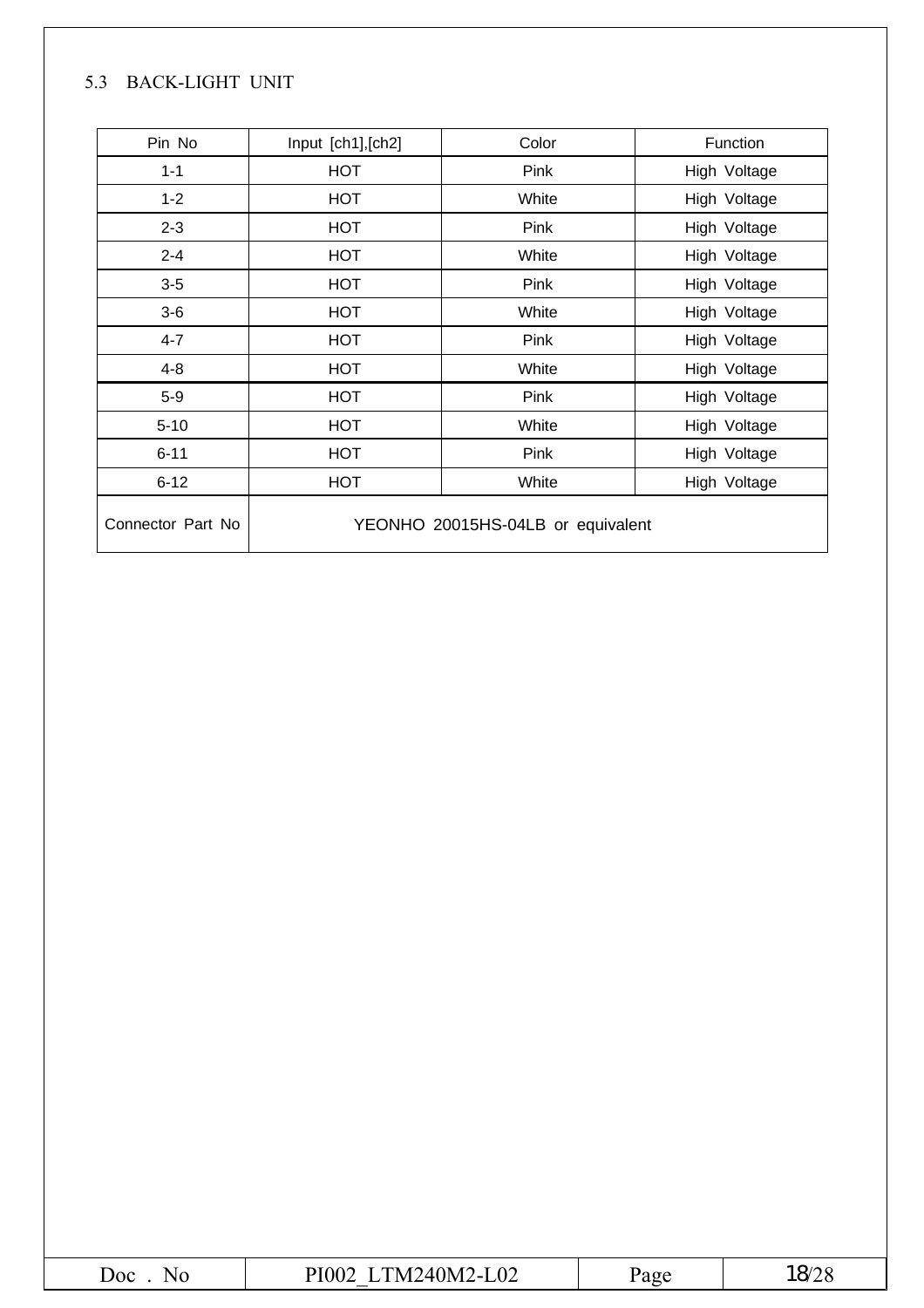## 5.3 BACK-LIGHT UNIT

| Pin No | Input [ch1],[ch2] | Color | Function |
|---|---|---|---|
| 1-1 | HOT | Pink | High Voltage |
| 1-2 | HOT | White | High Voltage |
| 2-3 | HOT | Pink | High Voltage |
| 2-4 | HOT | White | High Voltage |
| 3-5 | HOT | Pink | High Voltage |
| 3-6 | HOT | White | High Voltage |
| 4-7 | HOT | Pink | High Voltage |
| 4-8 | HOT | White | High Voltage |
| 5-9 | HOT | Pink | High Voltage |
| 5-10 | HOT | White | High Voltage |
| 6-11 | HOT | Pink | High Voltage |
| 6-12 | HOT | White | High Voltage |
| Connector Part No | YEONHO 20015HS-04LB or equivalent | | |

| Doc . No | PI002_LTM240M2-L02 | Page | 18/28 |
|---|---|---|---|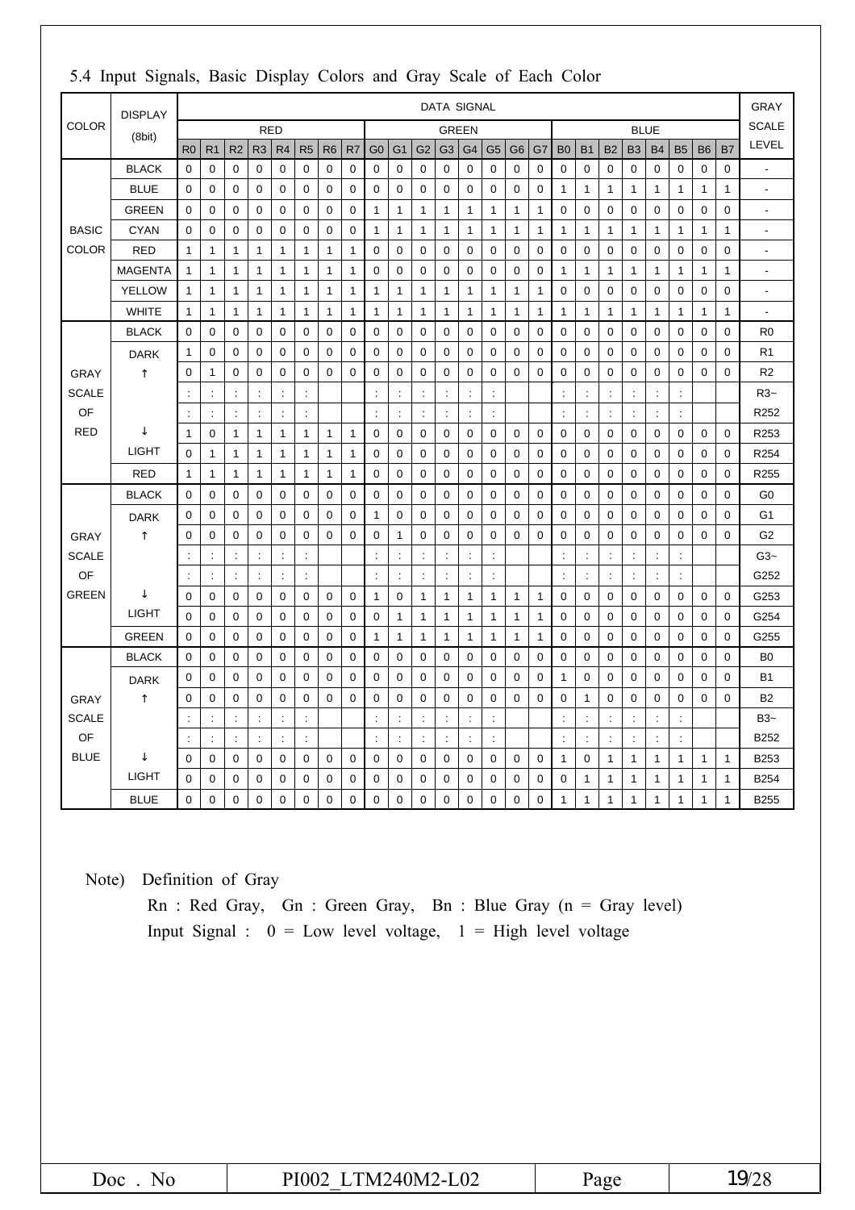## 5.4 Input Signals, Basic Display Colors and Gray Scale of Each Color

| COLOR | DISPLAY (8bit) | DATA SIGNAL | | | | | | | | | | | | | | | | | | | | | | | | GRAY SCALE LEVEL |
|---|---|---|---|---|---|---|---|---|---|---|---|---|---|---|---|---|---|---|---|---|---|---|---|---|---|---|
| | | RED | | | | | | | | GREEN | | | | | | | | BLUE | | | | | | | | |
| | | R0 | R1 | R2 | R3 | R4 | R5 | R6 | R7 | G0 | G1 | G2 | G3 | G4 | G5 | G6 | G7 | B0 | B1 | B2 | B3 | B4 | B5 | B6 | B7 | |
| BASIC COLOR | BLACK | 0 | 0 | 0 | 0 | 0 | 0 | 0 | 0 | 0 | 0 | 0 | 0 | 0 | 0 | 0 | 0 | 0 | 0 | 0 | 0 | 0 | 0 | 0 | 0 | - |
| | BLUE | 0 | 0 | 0 | 0 | 0 | 0 | 0 | 0 | 0 | 0 | 0 | 0 | 0 | 0 | 0 | 0 | 1 | 1 | 1 | 1 | 1 | 1 | 1 | 1 | - |
| | GREEN | 0 | 0 | 0 | 0 | 0 | 0 | 0 | 0 | 1 | 1 | 1 | 1 | 1 | 1 | 1 | 1 | 0 | 0 | 0 | 0 | 0 | 0 | 0 | 0 | - |
| | CYAN | 0 | 0 | 0 | 0 | 0 | 0 | 0 | 0 | 1 | 1 | 1 | 1 | 1 | 1 | 1 | 1 | 1 | 1 | 1 | 1 | 1 | 1 | 1 | 1 | - |
| | RED | 1 | 1 | 1 | 1 | 1 | 1 | 1 | 1 | 0 | 0 | 0 | 0 | 0 | 0 | 0 | 0 | 0 | 0 | 0 | 0 | 0 | 0 | 0 | 0 | - |
| | MAGENTA | 1 | 1 | 1 | 1 | 1 | 1 | 1 | 1 | 0 | 0 | 0 | 0 | 0 | 0 | 0 | 0 | 1 | 1 | 1 | 1 | 1 | 1 | 1 | 1 | - |
| | YELLOW | 1 | 1 | 1 | 1 | 1 | 1 | 1 | 1 | 1 | 1 | 1 | 1 | 1 | 1 | 1 | 1 | 0 | 0 | 0 | 0 | 0 | 0 | 0 | 0 | - |
| | WHITE | 1 | 1 | 1 | 1 | 1 | 1 | 1 | 1 | 1 | 1 | 1 | 1 | 1 | 1 | 1 | 1 | 1 | 1 | 1 | 1 | 1 | 1 | 1 | 1 | - |
| GRAY SCALE OF RED | BLACK | 0 | 0 | 0 | 0 | 0 | 0 | 0 | 0 | 0 | 0 | 0 | 0 | 0 | 0 | 0 | 0 | 0 | 0 | 0 | 0 | 0 | 0 | 0 | 0 | R0 |
| | DARK | 1 | 0 | 0 | 0 | 0 | 0 | 0 | 0 | 0 | 0 | 0 | 0 | 0 | 0 | 0 | 0 | 0 | 0 | 0 | 0 | 0 | 0 | 0 | 0 | R1 |
| | ↑ | 0 | 1 | 0 | 0 | 0 | 0 | 0 | 0 | 0 | 0 | 0 | 0 | 0 | 0 | 0 | 0 | 0 | 0 | 0 | 0 | 0 | 0 | 0 | 0 | R2 |
| | | : | : | : | : | : | : | | | : | : | : | : | : | : | | | : | : | : | : | : | : | | | R3~ |
| | | : | : | : | : | : | : | | | : | : | : | : | : | : | | | : | : | : | : | : | : | | | R252 |
| | ↓ | 1 | 0 | 1 | 1 | 1 | 1 | 1 | 1 | 0 | 0 | 0 | 0 | 0 | 0 | 0 | 0 | 0 | 0 | 0 | 0 | 0 | 0 | 0 | 0 | R253 |
| | LIGHT | 0 | 1 | 1 | 1 | 1 | 1 | 1 | 1 | 0 | 0 | 0 | 0 | 0 | 0 | 0 | 0 | 0 | 0 | 0 | 0 | 0 | 0 | 0 | 0 | R254 |
| | RED | 1 | 1 | 1 | 1 | 1 | 1 | 1 | 1 | 0 | 0 | 0 | 0 | 0 | 0 | 0 | 0 | 0 | 0 | 0 | 0 | 0 | 0 | 0 | 0 | R255 |
| GRAY SCALE OF GREEN | BLACK | 0 | 0 | 0 | 0 | 0 | 0 | 0 | 0 | 0 | 0 | 0 | 0 | 0 | 0 | 0 | 0 | 0 | 0 | 0 | 0 | 0 | 0 | 0 | 0 | G0 |
| | DARK | 0 | 0 | 0 | 0 | 0 | 0 | 0 | 0 | 1 | 0 | 0 | 0 | 0 | 0 | 0 | 0 | 0 | 0 | 0 | 0 | 0 | 0 | 0 | 0 | G1 |
| | ↑ | 0 | 0 | 0 | 0 | 0 | 0 | 0 | 0 | 0 | 1 | 0 | 0 | 0 | 0 | 0 | 0 | 0 | 0 | 0 | 0 | 0 | 0 | 0 | 0 | G2 |
| | | : | : | : | : | : | : | | | : | : | : | : | : | : | | | : | : | : | : | : | : | | | G3~ |
| | | : | : | : | : | : | : | | | : | : | : | : | : | : | | | : | : | : | : | : | : | | | G252 |
| | ↓ | 0 | 0 | 0 | 0 | 0 | 0 | 0 | 0 | 1 | 0 | 1 | 1 | 1 | 1 | 1 | 1 | 0 | 0 | 0 | 0 | 0 | 0 | 0 | 0 | G253 |
| | LIGHT | 0 | 0 | 0 | 0 | 0 | 0 | 0 | 0 | 0 | 1 | 1 | 1 | 1 | 1 | 1 | 1 | 0 | 0 | 0 | 0 | 0 | 0 | 0 | 0 | G254 |
| | GREEN | 0 | 0 | 0 | 0 | 0 | 0 | 0 | 0 | 1 | 1 | 1 | 1 | 1 | 1 | 1 | 1 | 0 | 0 | 0 | 0 | 0 | 0 | 0 | 0 | G255 |
| GRAY SCALE OF BLUE | BLACK | 0 | 0 | 0 | 0 | 0 | 0 | 0 | 0 | 0 | 0 | 0 | 0 | 0 | 0 | 0 | 0 | 0 | 0 | 0 | 0 | 0 | 0 | 0 | 0 | B0 |
| | DARK | 0 | 0 | 0 | 0 | 0 | 0 | 0 | 0 | 0 | 0 | 0 | 0 | 0 | 0 | 0 | 0 | 1 | 0 | 0 | 0 | 0 | 0 | 0 | 0 | B1 |
| | ↑ | 0 | 0 | 0 | 0 | 0 | 0 | 0 | 0 | 0 | 0 | 0 | 0 | 0 | 0 | 0 | 0 | 0 | 1 | 0 | 0 | 0 | 0 | 0 | 0 | B2 |
| | | : | : | : | : | : | : | | | : | : | : | : | : | : | | | : | : | : | : | : | : | | | B3~ |
| | | : | : | : | : | : | : | | | : | : | : | : | : | : | | | : | : | : | : | : | : | | | B252 |
| | ↓ | 0 | 0 | 0 | 0 | 0 | 0 | 0 | 0 | 0 | 0 | 0 | 0 | 0 | 0 | 0 | 0 | 1 | 0 | 1 | 1 | 1 | 1 | 1 | 1 | B253 |
| | LIGHT | 0 | 0 | 0 | 0 | 0 | 0 | 0 | 0 | 0 | 0 | 0 | 0 | 0 | 0 | 0 | 0 | 0 | 1 | 1 | 1 | 1 | 1 | 1 | 1 | B254 |
| | BLUE | 0 | 0 | 0 | 0 | 0 | 0 | 0 | 0 | 0 | 0 | 0 | 0 | 0 | 0 | 0 | 0 | 1 | 1 | 1 | 1 | 1 | 1 | 1 | 1 | B255 |

Note) Definition of Gray

Rn : Red Gray, Gn : Green Gray, Bn : Blue Gray (n = Gray level)

Input Signal : 0 = Low level voltage, 1 = High level voltage

| Doc . No | PI002_LTM240M2-L02 | Page | 19/28 |
|---|---|---|---|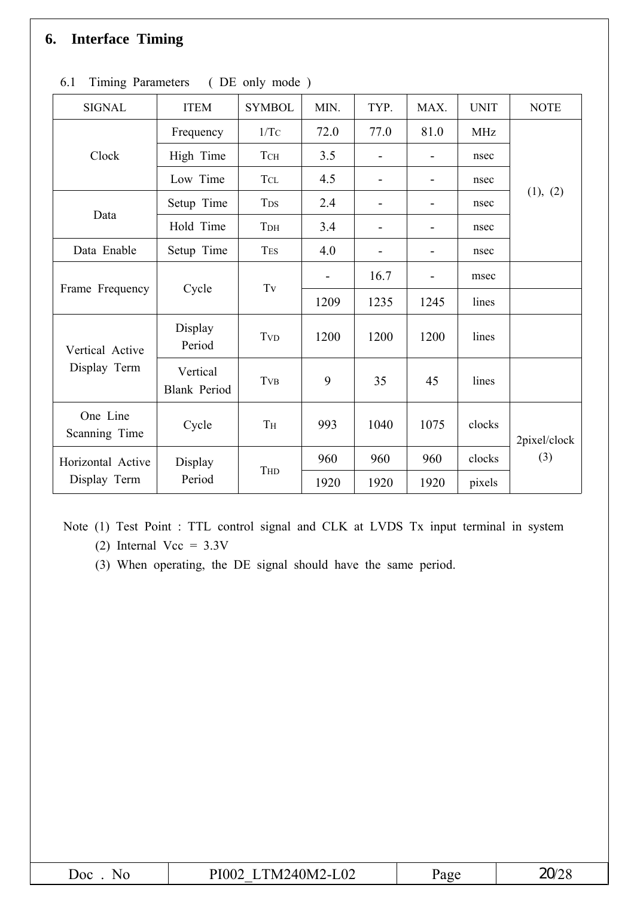## 6. Interface Timing

6.1 Timing Parameters ( DE only mode )

| SIGNAL | ITEM | SYMBOL | MIN. | TYP. | MAX. | UNIT | NOTE |
|---|---|---|---|---|---|---|---|
| Clock | Frequency | $1/T_C$ | 72.0 | 77.0 | 81.0 | MHz | (1), (2) |
| | High Time | $T_{CH}$ | 3.5 | - | - | nsec | |
| | Low Time | $T_{CL}$ | 4.5 | - | - | nsec | |
| Data | Setup Time | $T_{DS}$ | 2.4 | - | - | nsec | |
| | Hold Time | $T_{DH}$ | 3.4 | - | - | nsec | |
| Data Enable | Setup Time | $T_{ES}$ | 4.0 | - | - | nsec | |
| Frame Frequency | Cycle | $T_V$ | - | 16.7 | - | msec | |
| | | | 1209 | 1235 | 1245 | lines | |
| Vertical Active Display Term | Display Period | $T_{VD}$ | 1200 | 1200 | 1200 | lines | |
| | Vertical Blank Period | $T_{VB}$ | 9 | 35 | 45 | lines | |
| One Line Scanning Time | Cycle | $T_H$ | 993 | 1040 | 1075 | clocks | 2pixel/clock (3) |
| Horizontal Active Display Term | Display Period | $T_{HD}$ | 960 | 960 | 960 | clocks | |
| | | | 1920 | 1920 | 1920 | pixels | |

Note (1) Test Point : TTL control signal and CLK at LVDS Tx input terminal in system

(2) Internal Vcc = 3.3V

(3) When operating, the DE signal should have the same period.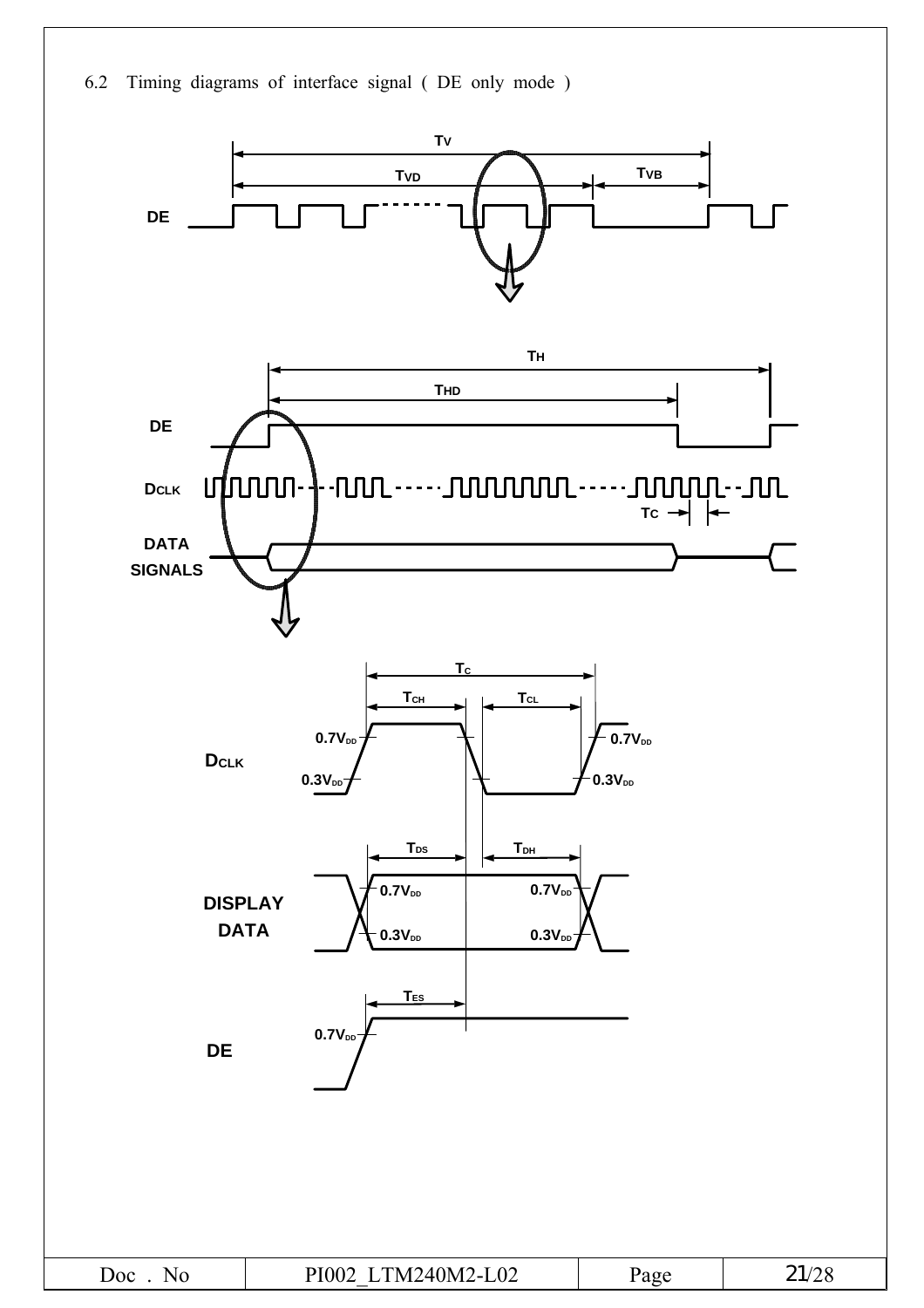6.2 Timing diagrams of interface signal ( DE only mode )

TV

TVD

TVB

DE

TH

THD

DE

DCLK

TC

DATA SIGNALS

$T_C$

$T_{CH}$

$T_{CL}$

DCLK

$0.7V_{DD}$

$0.3V_{DD}$

$0.7V_{DD}$

$0.3V_{DD}$

$T_{DS}$

$T_{DH}$

DISPLAY DATA

$0.7V_{DD}$

$0.3V_{DD}$

$0.7V_{DD}$

$0.3V_{DD}$

$T_{ES}$

DE

$0.7V_{DD}$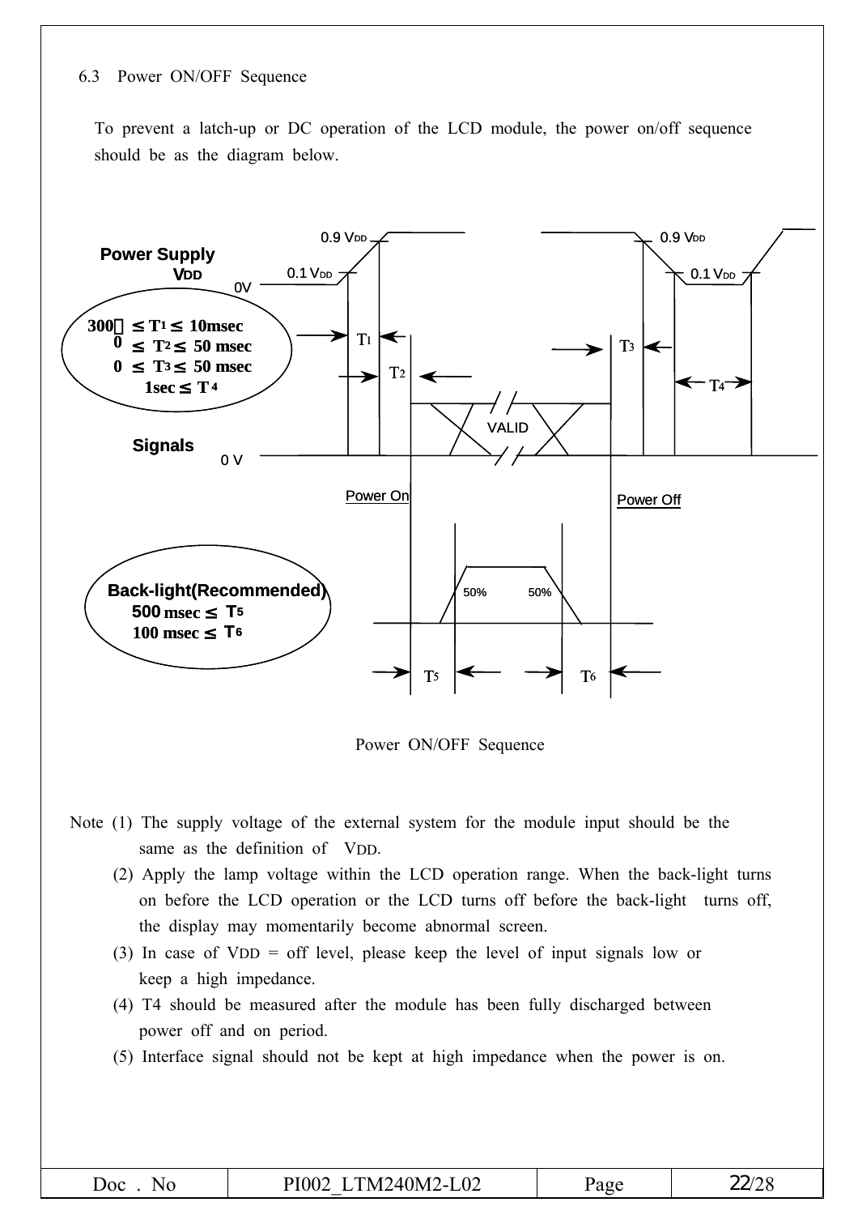## 6.3 Power ON/OFF Sequence

To prevent a latch-up or DC operation of the LCD module, the power on/off sequence should be as the diagram below.

Power Supply
VDD

0.9 VDD
0.1 VDD
0V

300㎲ ≤ T1 ≤ 10msec
0 ≤ T2 ≤ 50 msec
0 ≤ T3 ≤ 50 msec
1sec ≤ T4

Signals
0 V

VALID

Power On
Power Off

Back-light(Recommended)
500 msec ≤ T5
100 msec ≤ T6

50% 50%

T1 T2 T3 T4 T5 T6

Power ON/OFF Sequence

Note (1) The supply voltage of the external system for the module input should be the same as the definition of VDD.

(2) Apply the lamp voltage within the LCD operation range. When the back-light turns on before the LCD operation or the LCD turns off before the back-light turns off, the display may momentarily become abnormal screen.

(3) In case of VDD = off level, please keep the level of input signals low or keep a high impedance.

(4) T4 should be measured after the module has been fully discharged between power off and on period.

(5) Interface signal should not be kept at high impedance when the power is on.

| Doc . No | PI002_LTM240M2-L02 | Page | 22/28 |
| --- | --- | --- | --- |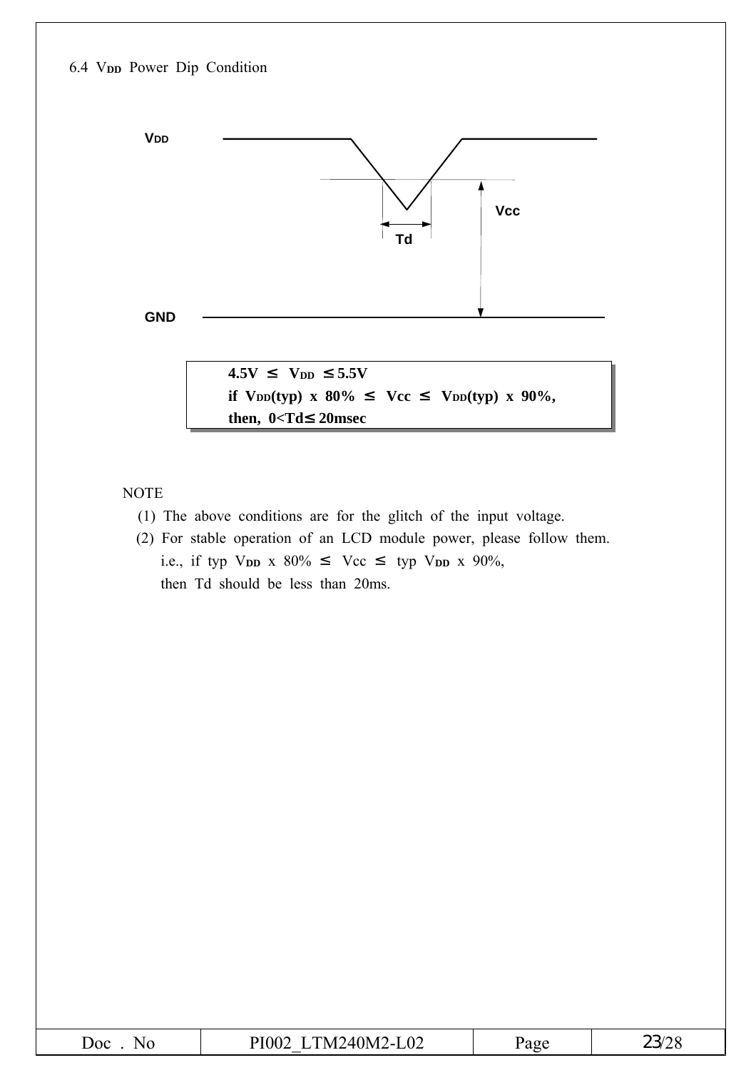## 6.4 $V_{DD}$ Power Dip Condition

VDD

Vcc

Td

GND

**$4.5V \leq V_{DD} \leq 5.5V$**
**if $V_{DD}(typ) \times 80\% \leq Vcc \leq V_{DD}(typ) \times 90\%$,**
**then, $0 < Td \leq 20msec$**

NOTE

(1) The above conditions are for the glitch of the input voltage.

(2) For stable operation of an LCD module power, please follow them.
i.e., if typ $V_{DD} \times 80\% \leq Vcc \leq$ typ $V_{DD} \times 90\%$,
then Td should be less than 20ms.

| Doc . No | PI002_LTM240M2-L02 | Page | 23/28 |
|---|---|---|---|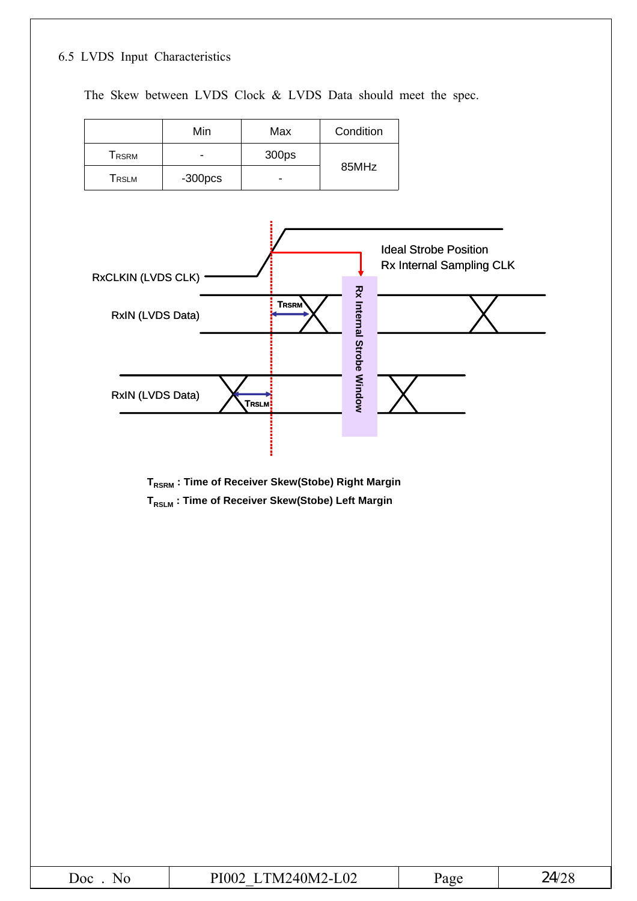6.5 LVDS Input Characteristics

The Skew between LVDS Clock & LVDS Data should meet the spec.

| | Min | Max | Condition |
|---|---|---|---|
| $T_{RSRM}$ | - | 300ps | 85MHz |
| $T_{RSLM}$ | -300pcs | - | |

RxCLKIN (LVDS CLK)

Ideal Strobe Position
Rx Internal Sampling CLK

RxIN (LVDS Data)

RxIN (LVDS Data)

Rx Internal Strobe Window

**$T_{RSRM}$ : Time of Receiver Skew(Stobe) Right Margin**

**$T_{RSLM}$ : Time of Receiver Skew(Stobe) Left Margin**

| Doc . No | PI002_LTM240M2-L02 | Page | 24/28 |
|---|---|---|---|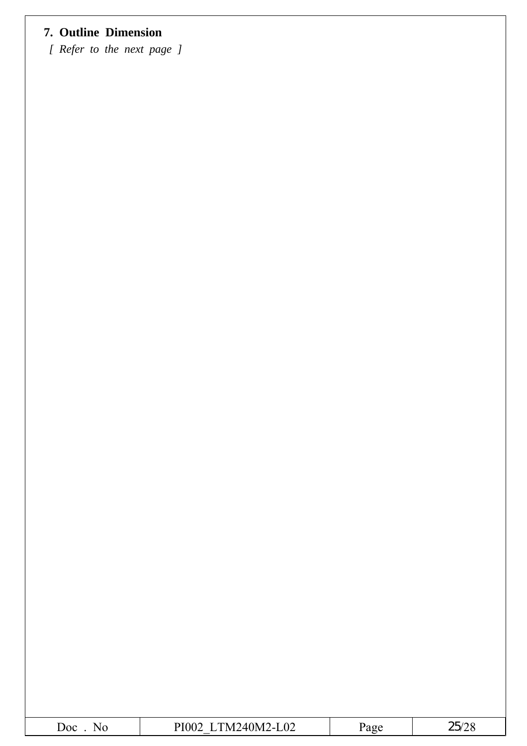## 7. Outline Dimension

*[ Refer to the next page ]*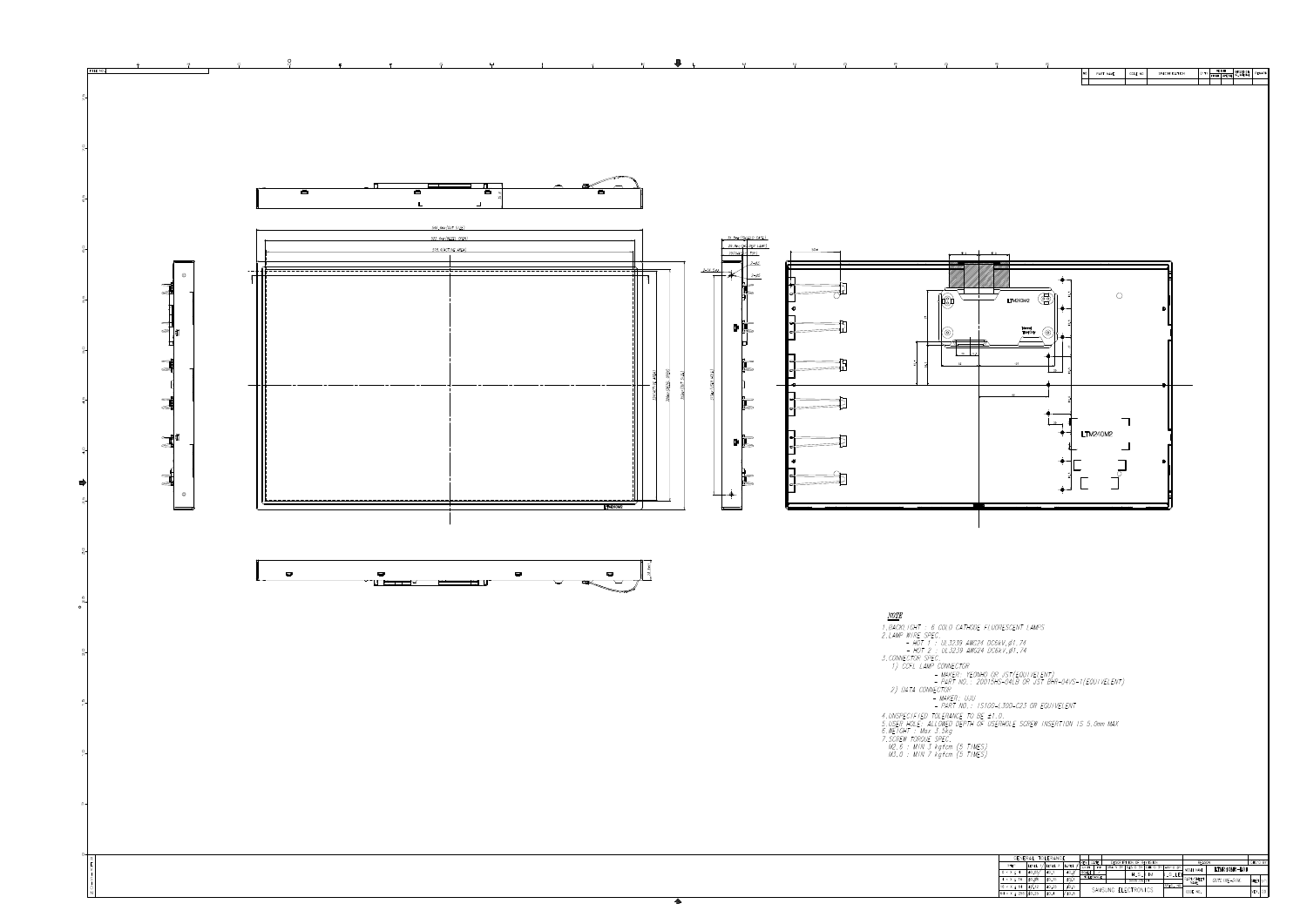**NOTE**

1. BACKLIGHT : 6 COLD CATHODE FLUORESCENT LAMPS
2. LAMP WIRE SPEC.
   - HOT 1 : UL3239 AWG24 DC6kV,ø1.74
   - HOT 2 : UL3239 AWG24 DC6kV,ø1.74
3. CONNECTOR SPEC.
   1) CCFL LAMP CONNECTOR
      - MAKER : YEONHO OR JST(EQUIVELENT)
      - PART NO. : 20015HS-04LB OR JST BHR-04VS-1(EQUIVELENT)
   2) DATA CONNECTOR
      - MAKER : UJU
      - PART NO. : IS100-L300-C23 OR EQUIVELENT
4. UNSPECIFIED TOLERANCE TO BE ±1.0.
5. USER HOLE: ALLOWED DEPTH OF USERHOLE SCREW INSERTION IS 5.0mm MAX
6. WEIGHT : Max 3.5kg
7. SCREW TORQUE SPEC.
   M2.5 : MIN 3 kgfcm (5 TIMES)
   M3.0 : MIN 7 kgfcm (5 TIMES)

SAMSUNG ELECTRONICS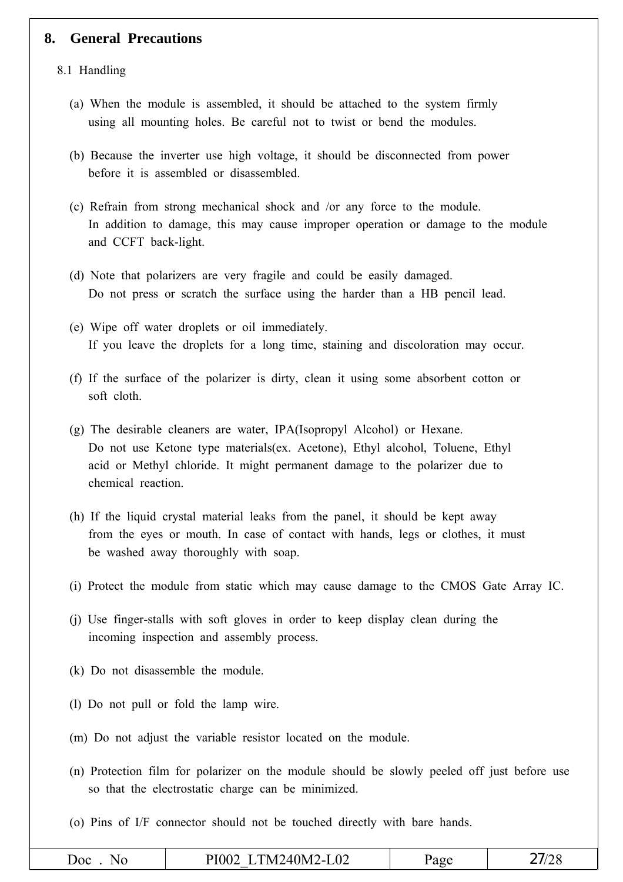## 8. General Precautions

### 8.1 Handling

(a) When the module is assembled, it should be attached to the system firmly using all mounting holes. Be careful not to twist or bend the modules.

(b) Because the inverter use high voltage, it should be disconnected from power before it is assembled or disassembled.

(c) Refrain from strong mechanical shock and /or any force to the module. In addition to damage, this may cause improper operation or damage to the module and CCFT back-light.

(d) Note that polarizers are very fragile and could be easily damaged. Do not press or scratch the surface using the harder than a HB pencil lead.

(e) Wipe off water droplets or oil immediately. If you leave the droplets for a long time, staining and discoloration may occur.

(f) If the surface of the polarizer is dirty, clean it using some absorbent cotton or soft cloth.

(g) The desirable cleaners are water, IPA(Isopropyl Alcohol) or Hexane. Do not use Ketone type materials(ex. Acetone), Ethyl alcohol, Toluene, Ethyl acid or Methyl chloride. It might permanent damage to the polarizer due to chemical reaction.

(h) If the liquid crystal material leaks from the panel, it should be kept away from the eyes or mouth. In case of contact with hands, legs or clothes, it must be washed away thoroughly with soap.

(i) Protect the module from static which may cause damage to the CMOS Gate Array IC.

(j) Use finger-stalls with soft gloves in order to keep display clean during the incoming inspection and assembly process.

(k) Do not disassemble the module.

(l) Do not pull or fold the lamp wire.

(m) Do not adjust the variable resistor located on the module.

(n) Protection film for polarizer on the module should be slowly peeled off just before use so that the electrostatic charge can be minimized.

(o) Pins of I/F connector should not be touched directly with bare hands.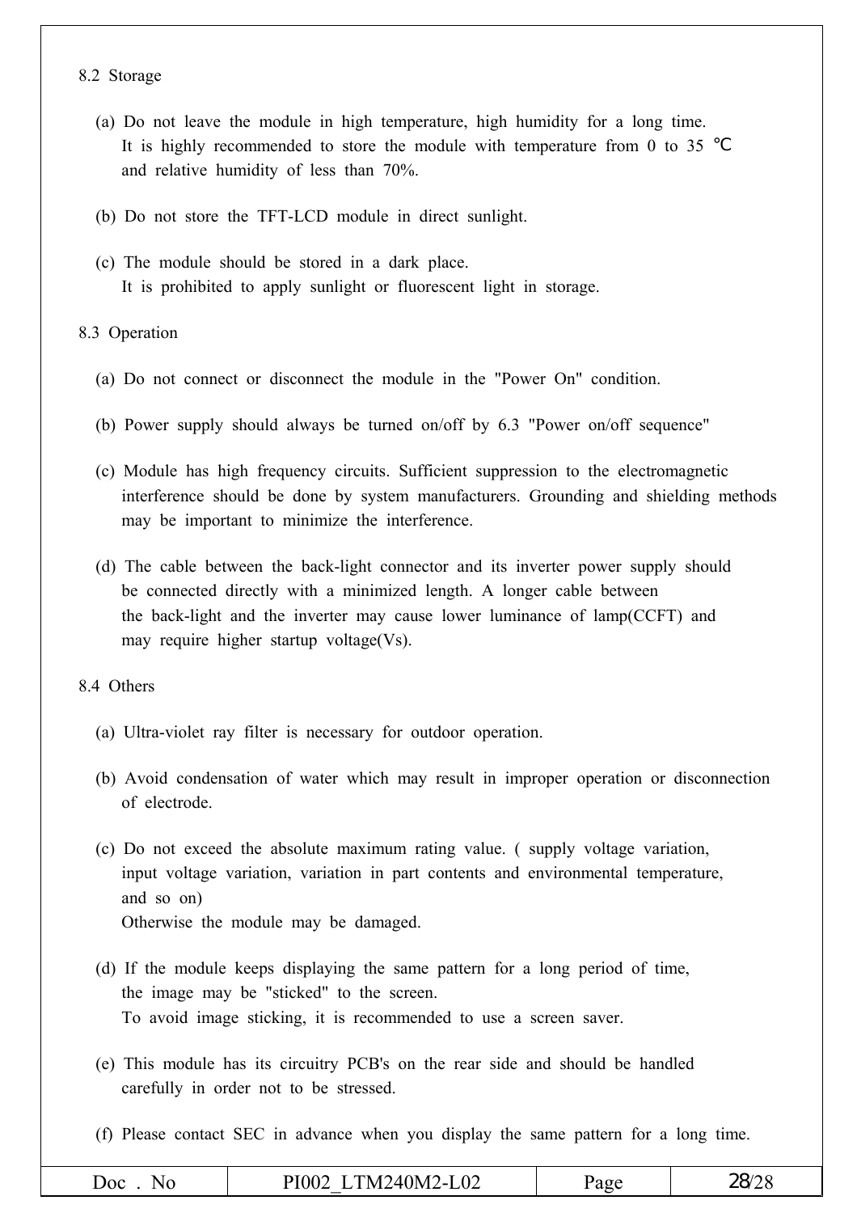### 8.2 Storage

(a) Do not leave the module in high temperature, high humidity for a long time.
It is highly recommended to store the module with temperature from 0 to 35 ℃ and relative humidity of less than 70%.

(b) Do not store the TFT-LCD module in direct sunlight.

(c) The module should be stored in a dark place.
It is prohibited to apply sunlight or fluorescent light in storage.

### 8.3 Operation

(a) Do not connect or disconnect the module in the "Power On" condition.

(b) Power supply should always be turned on/off by 6.3 "Power on/off sequence"

(c) Module has high frequency circuits. Sufficient suppression to the electromagnetic interference should be done by system manufacturers. Grounding and shielding methods may be important to minimize the interference.

(d) The cable between the back-light connector and its inverter power supply should be connected directly with a minimized length. A longer cable between the back-light and the inverter may cause lower luminance of lamp(CCFT) and may require higher startup voltage(Vs).

### 8.4 Others

(a) Ultra-violet ray filter is necessary for outdoor operation.

(b) Avoid condensation of water which may result in improper operation or disconnection of electrode.

(c) Do not exceed the absolute maximum rating value. ( supply voltage variation, input voltage variation, variation in part contents and environmental temperature, and so on)
Otherwise the module may be damaged.

(d) If the module keeps displaying the same pattern for a long period of time, the image may be "sticked" to the screen.
To avoid image sticking, it is recommended to use a screen saver.

(e) This module has its circuitry PCB's on the rear side and should be handled carefully in order not to be stressed.

(f) Please contact SEC in advance when you display the same pattern for a long time.